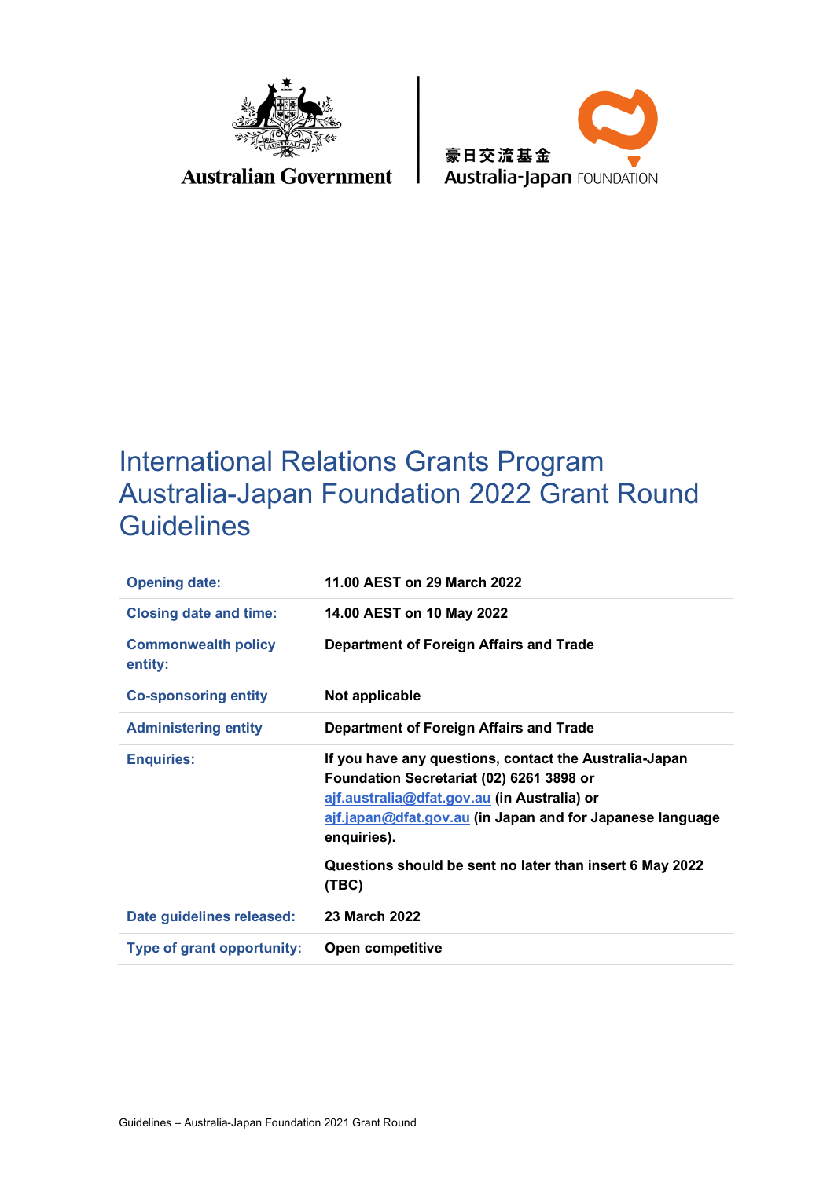Australian Government

豪日交流基金
Australia-Japan FOUNDATION

# International Relations Grants Program Australia-Japan Foundation 2022 Grant Round Guidelines

| | |
|---|---|
| **Opening date:** | **11.00 AEST on 29 March 2022** |
| **Closing date and time:** | **14.00 AEST on 10 May 2022** |
| **Commonwealth policy entity:** | **Department of Foreign Affairs and Trade** |
| **Co-sponsoring entity** | **Not applicable** |
| **Administering entity** | **Department of Foreign Affairs and Trade** |
| **Enquiries:** | **If you have any questions, contact the Australia-Japan Foundation Secretariat (02) 6261 3898 or ajf.australia@dfat.gov.au (in Australia) or ajf.japan@dfat.gov.au (in Japan and for Japanese language enquiries).** <br><br> **Questions should be sent no later than insert 6 May 2022 (TBC)** |
| **Date guidelines released:** | **23 March 2022** |
| **Type of grant opportunity:** | **Open competitive** |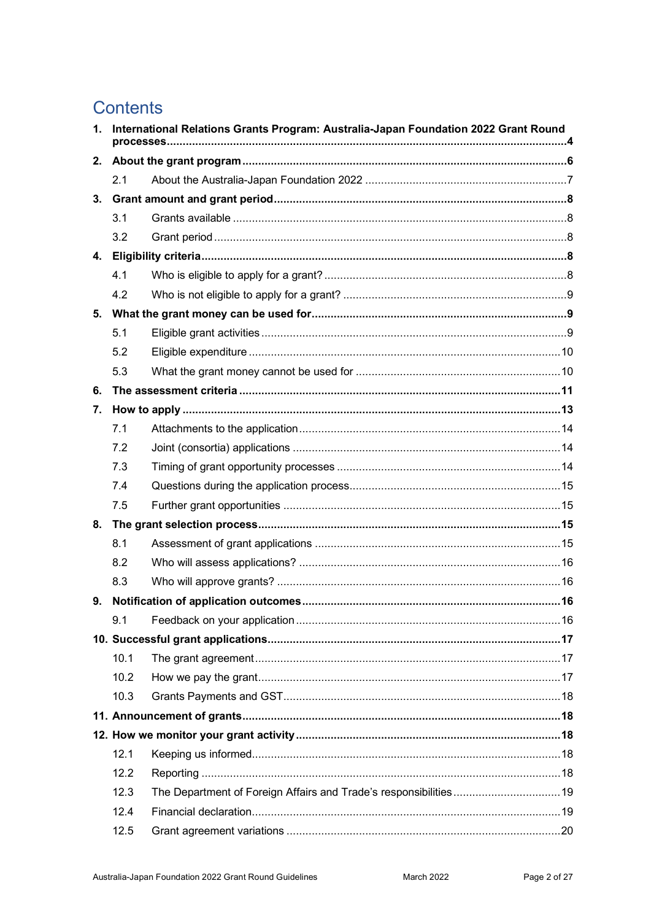# Contents

1. **International Relations Grants Program: Australia-Japan Foundation 2022 Grant Round processes** 4
2. **About the grant program** 6
    - 2.1 About the Australia-Japan Foundation 2022 7
3. **Grant amount and grant period** 8
    - 3.1 Grants available 8
    - 3.2 Grant period 8
4. **Eligibility criteria** 8
    - 4.1 Who is eligible to apply for a grant? 8
    - 4.2 Who is not eligible to apply for a grant? 9
5. **What the grant money can be used for** 9
    - 5.1 Eligible grant activities 9
    - 5.2 Eligible expenditure 10
    - 5.3 What the grant money cannot be used for 10
6. **The assessment criteria** 11
7. **How to apply** 13
    - 7.1 Attachments to the application 14
    - 7.2 Joint (consortia) applications 14
    - 7.3 Timing of grant opportunity processes 14
    - 7.4 Questions during the application process 15
    - 7.5 Further grant opportunities 15
8. **The grant selection process** 15
    - 8.1 Assessment of grant applications 15
    - 8.2 Who will assess applications? 16
    - 8.3 Who will approve grants? 16
9. **Notification of application outcomes** 16
    - 9.1 Feedback on your application 16
10. **Successful grant applications** 17
    - 10.1 The grant agreement 17
    - 10.2 How we pay the grant 17
    - 10.3 Grants Payments and GST 18
11. **Announcement of grants** 18
12. **How we monitor your grant activity** 18
    - 12.1 Keeping us informed 18
    - 12.2 Reporting 18
    - 12.3 The Department of Foreign Affairs and Trade's responsibilities 19
    - 12.4 Financial declaration 19
    - 12.5 Grant agreement variations 20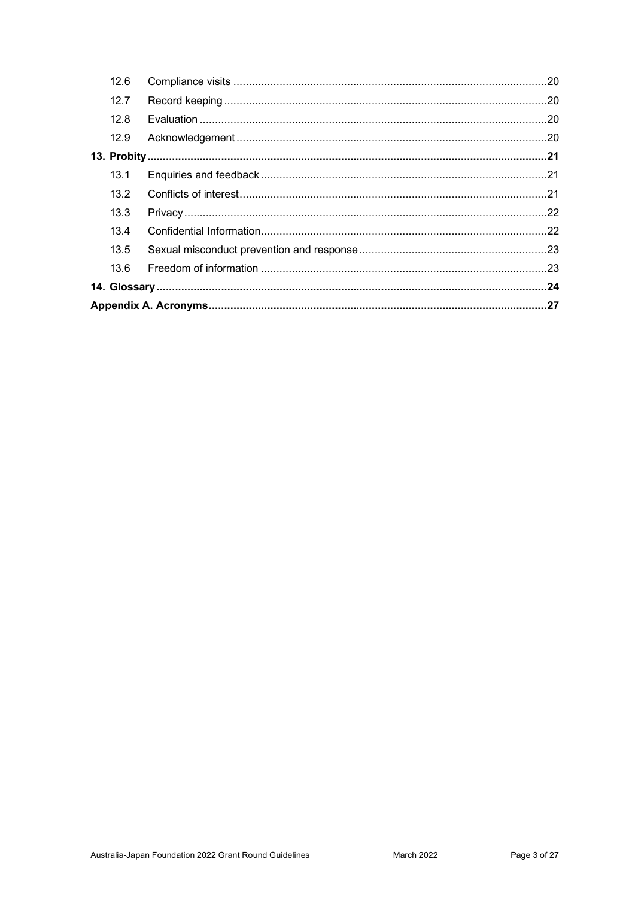| | | |
|---|---|---|
| 12.6 | Compliance visits | 20 |
| 12.7 | Record keeping | 20 |
| 12.8 | Evaluation | 20 |
| 12.9 | Acknowledgement | 20 |
| **13. Probity** | | **21** |
| 13.1 | Enquiries and feedback | 21 |
| 13.2 | Conflicts of interest | 21 |
| 13.3 | Privacy | 22 |
| 13.4 | Confidential Information | 22 |
| 13.5 | Sexual misconduct prevention and response | 23 |
| 13.6 | Freedom of information | 23 |
| **14. Glossary** | | **24** |
| **Appendix A. Acronyms** | | **27** |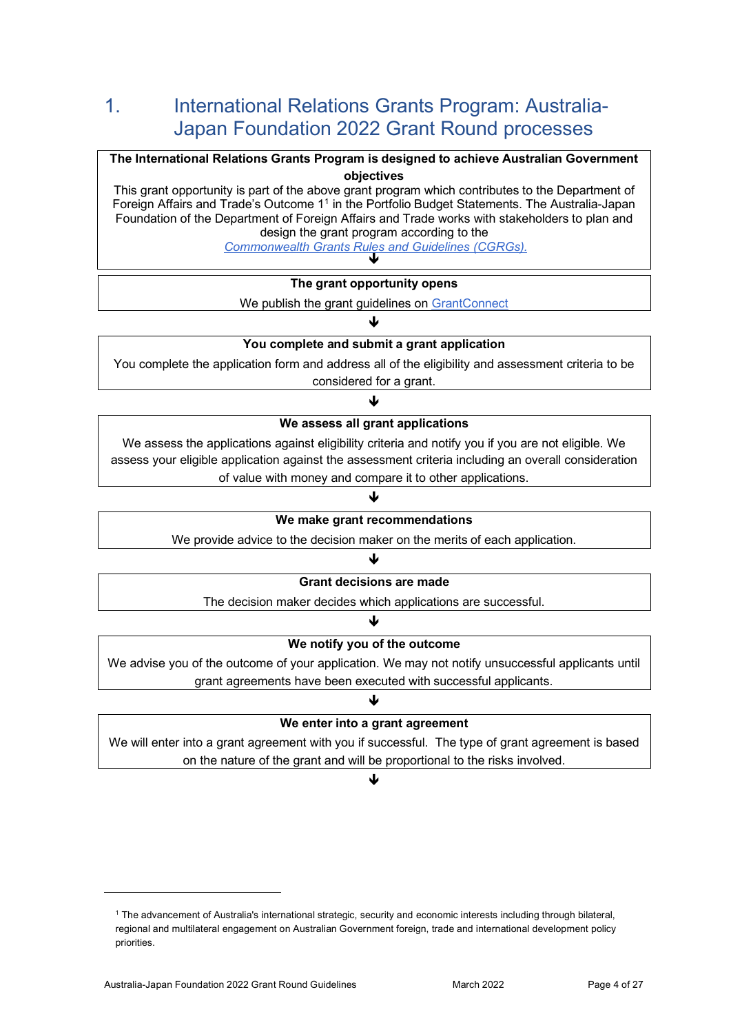# 1. International Relations Grants Program: Australia-Japan Foundation 2022 Grant Round processes

**The International Relations Grants Program is designed to achieve Australian Government objectives**

This grant opportunity is part of the above grant program which contributes to the Department of Foreign Affairs and Trade's Outcome 1[1] in the Portfolio Budget Statements. The Australia-Japan Foundation of the Department of Foreign Affairs and Trade works with stakeholders to plan and design the grant program according to the *Commonwealth Grants Rules and Guidelines (CGRGs).*

↓

**The grant opportunity opens**

We publish the grant guidelines on GrantConnect

↓

**You complete and submit a grant application**

You complete the application form and address all of the eligibility and assessment criteria to be considered for a grant.

↓

**We assess all grant applications**

We assess the applications against eligibility criteria and notify you if you are not eligible. We assess your eligible application against the assessment criteria including an overall consideration of value with money and compare it to other applications.

↓

**We make grant recommendations**

We provide advice to the decision maker on the merits of each application.

↓

**Grant decisions are made**

The decision maker decides which applications are successful.

↓

**We notify you of the outcome**

We advise you of the outcome of your application. We may not notify unsuccessful applicants until grant agreements have been executed with successful applicants.

↓

**We enter into a grant agreement**

We will enter into a grant agreement with you if successful. The type of grant agreement is based on the nature of the grant and will be proportional to the risks involved.

↓

---

[1] The advancement of Australia's international strategic, security and economic interests including through bilateral, regional and multilateral engagement on Australian Government foreign, trade and international development policy priorities.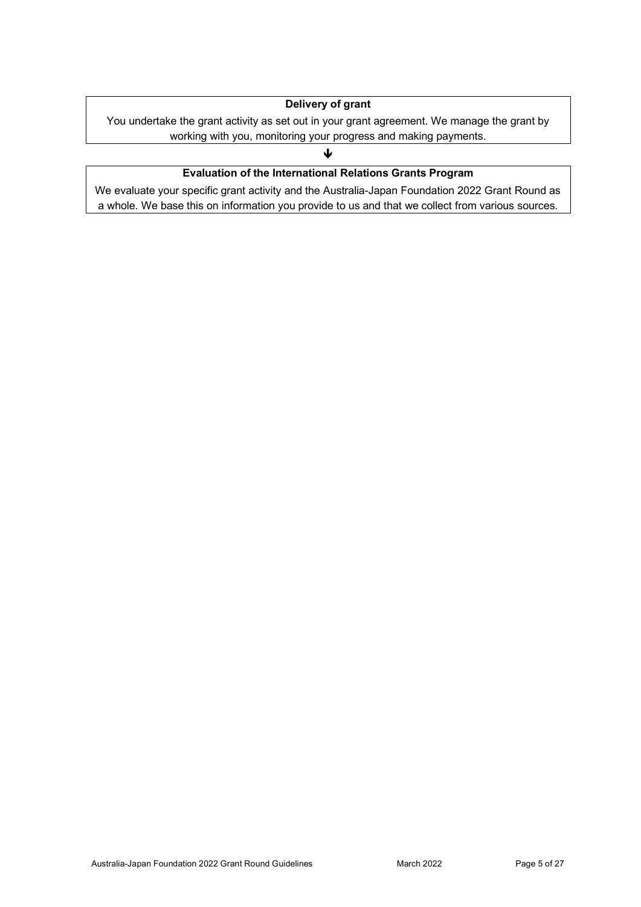**Delivery of grant**

You undertake the grant activity as set out in your grant agreement. We manage the grant by working with you, monitoring your progress and making payments.

↓

**Evaluation of the International Relations Grants Program**

We evaluate your specific grant activity and the Australia-Japan Foundation 2022 Grant Round as a whole. We base this on information you provide to us and that we collect from various sources.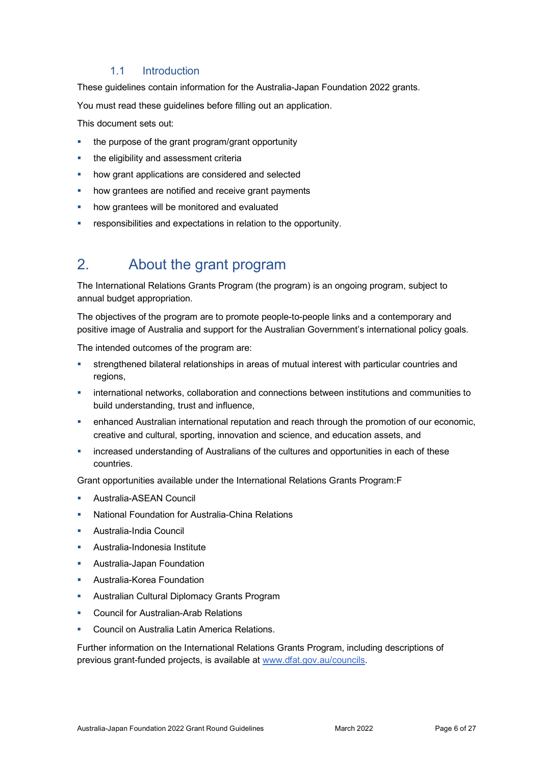### 1.1 Introduction

These guidelines contain information for the Australia-Japan Foundation 2022 grants.

You must read these guidelines before filling out an application.

This document sets out:

- the purpose of the grant program/grant opportunity
- the eligibility and assessment criteria
- how grant applications are considered and selected
- how grantees are notified and receive grant payments
- how grantees will be monitored and evaluated
- responsibilities and expectations in relation to the opportunity.

## 2. About the grant program

The International Relations Grants Program (the program) is an ongoing program, subject to annual budget appropriation.

The objectives of the program are to promote people-to-people links and a contemporary and positive image of Australia and support for the Australian Government's international policy goals.

The intended outcomes of the program are:

- strengthened bilateral relationships in areas of mutual interest with particular countries and regions,
- international networks, collaboration and connections between institutions and communities to build understanding, trust and influence,
- enhanced Australian international reputation and reach through the promotion of our economic, creative and cultural, sporting, innovation and science, and education assets, and
- increased understanding of Australians of the cultures and opportunities in each of these countries.

Grant opportunities available under the International Relations Grants Program:F

- Australia-ASEAN Council
- National Foundation for Australia-China Relations
- Australia-India Council
- Australia-Indonesia Institute
- Australia-Japan Foundation
- Australia-Korea Foundation
- Australian Cultural Diplomacy Grants Program
- Council for Australian-Arab Relations
- Council on Australia Latin America Relations.

Further information on the International Relations Grants Program, including descriptions of previous grant-funded projects, is available at [www.dfat.gov.au/councils](www.dfat.gov.au/councils).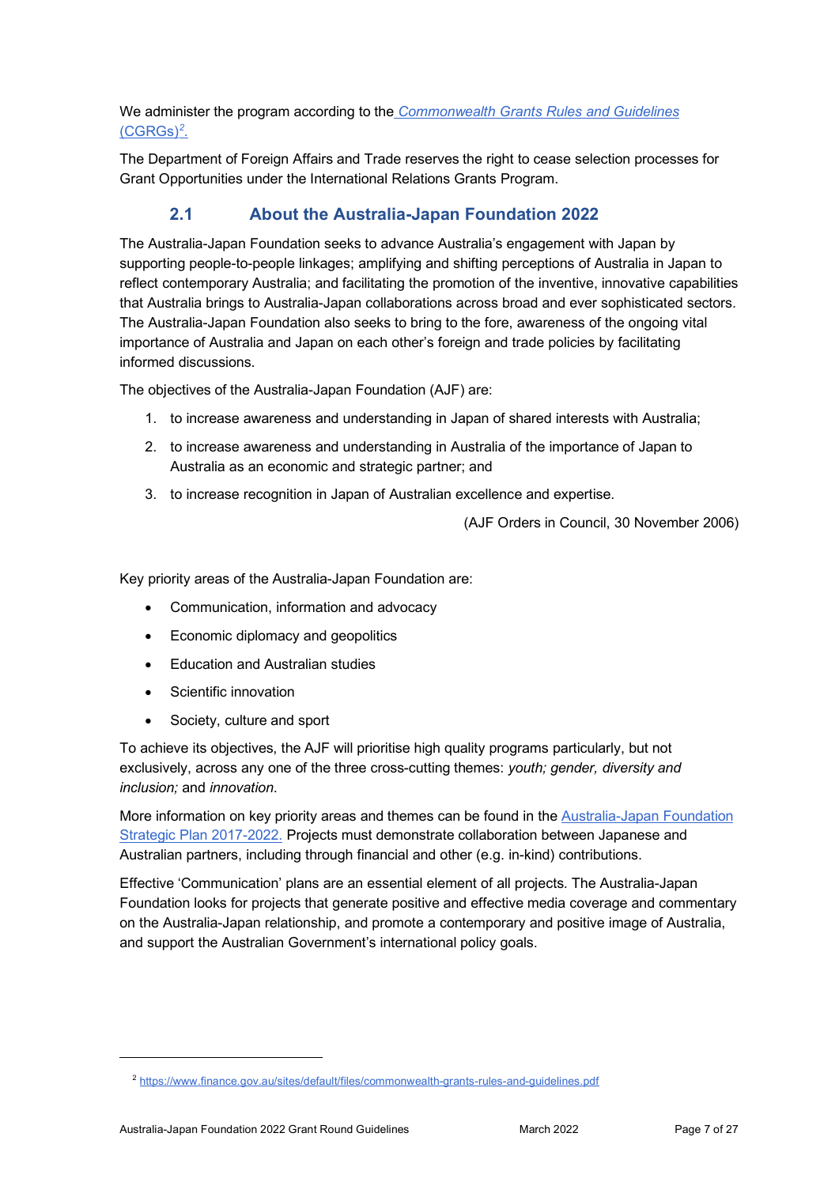We administer the program according to the *Commonwealth Grants Rules and Guidelines* (CGRGs)[2].

The Department of Foreign Affairs and Trade reserves the right to cease selection processes for Grant Opportunities under the International Relations Grants Program.

## 2.1 About the Australia-Japan Foundation 2022

The Australia-Japan Foundation seeks to advance Australia's engagement with Japan by supporting people-to-people linkages; amplifying and shifting perceptions of Australia in Japan to reflect contemporary Australia; and facilitating the promotion of the inventive, innovative capabilities that Australia brings to Australia-Japan collaborations across broad and ever sophisticated sectors. The Australia-Japan Foundation also seeks to bring to the fore, awareness of the ongoing vital importance of Australia and Japan on each other's foreign and trade policies by facilitating informed discussions.

The objectives of the Australia-Japan Foundation (AJF) are:

1. to increase awareness and understanding in Japan of shared interests with Australia;
2. to increase awareness and understanding in Australia of the importance of Japan to Australia as an economic and strategic partner; and
3. to increase recognition in Japan of Australian excellence and expertise.

(AJF Orders in Council, 30 November 2006)

Key priority areas of the Australia-Japan Foundation are:

- Communication, information and advocacy
- Economic diplomacy and geopolitics
- Education and Australian studies
- Scientific innovation
- Society, culture and sport

To achieve its objectives, the AJF will prioritise high quality programs particularly, but not exclusively, across any one of the three cross-cutting themes: *youth; gender, diversity and inclusion;* and *innovation*.

More information on key priority areas and themes can be found in the Australia-Japan Foundation Strategic Plan 2017-2022. Projects must demonstrate collaboration between Japanese and Australian partners, including through financial and other (e.g. in-kind) contributions.

Effective 'Communication' plans are an essential element of all projects. The Australia-Japan Foundation looks for projects that generate positive and effective media coverage and commentary on the Australia-Japan relationship, and promote a contemporary and positive image of Australia, and support the Australian Government's international policy goals.

[2] https://www.finance.gov.au/sites/default/files/commonwealth-grants-rules-and-guidelines.pdf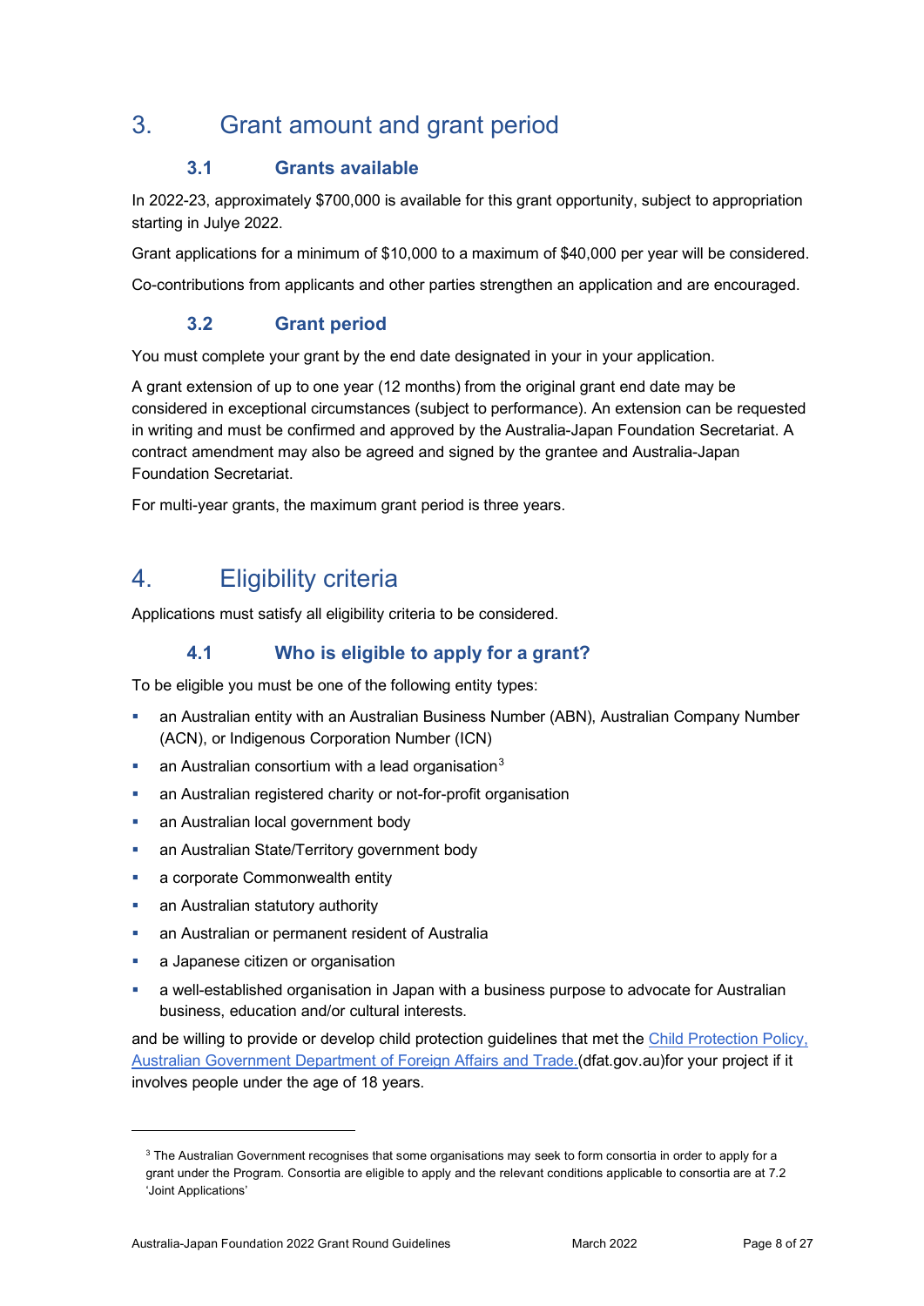# 3. Grant amount and grant period

## 3.1 Grants available

In 2022-23, approximately $700,000 is available for this grant opportunity, subject to appropriation starting in Julye 2022.

Grant applications for a minimum of $10,000 to a maximum of $40,000 per year will be considered.

Co-contributions from applicants and other parties strengthen an application and are encouraged.

## 3.2 Grant period

You must complete your grant by the end date designated in your in your application.

A grant extension of up to one year (12 months) from the original grant end date may be considered in exceptional circumstances (subject to performance). An extension can be requested in writing and must be confirmed and approved by the Australia-Japan Foundation Secretariat. A contract amendment may also be agreed and signed by the grantee and Australia-Japan Foundation Secretariat.

For multi-year grants, the maximum grant period is three years.

# 4. Eligibility criteria

Applications must satisfy all eligibility criteria to be considered.

## 4.1 Who is eligible to apply for a grant?

To be eligible you must be one of the following entity types:

- an Australian entity with an Australian Business Number (ABN), Australian Company Number (ACN), or Indigenous Corporation Number (ICN)
- an Australian consortium with a lead organisation[3]
- an Australian registered charity or not-for-profit organisation
- an Australian local government body
- an Australian State/Territory government body
- a corporate Commonwealth entity
- an Australian statutory authority
- an Australian or permanent resident of Australia
- a Japanese citizen or organisation
- a well-established organisation in Japan with a business purpose to advocate for Australian business, education and/or cultural interests.

and be willing to provide or develop child protection guidelines that met the [Child Protection Policy, Australian Government Department of Foreign Affairs and Trade.](dfat.gov.au)(dfat.gov.au)for your project if it involves people under the age of 18 years.

---

[3] The Australian Government recognises that some organisations may seek to form consortia in order to apply for a grant under the Program. Consortia are eligible to apply and the relevant conditions applicable to consortia are at 7.2 'Joint Applications'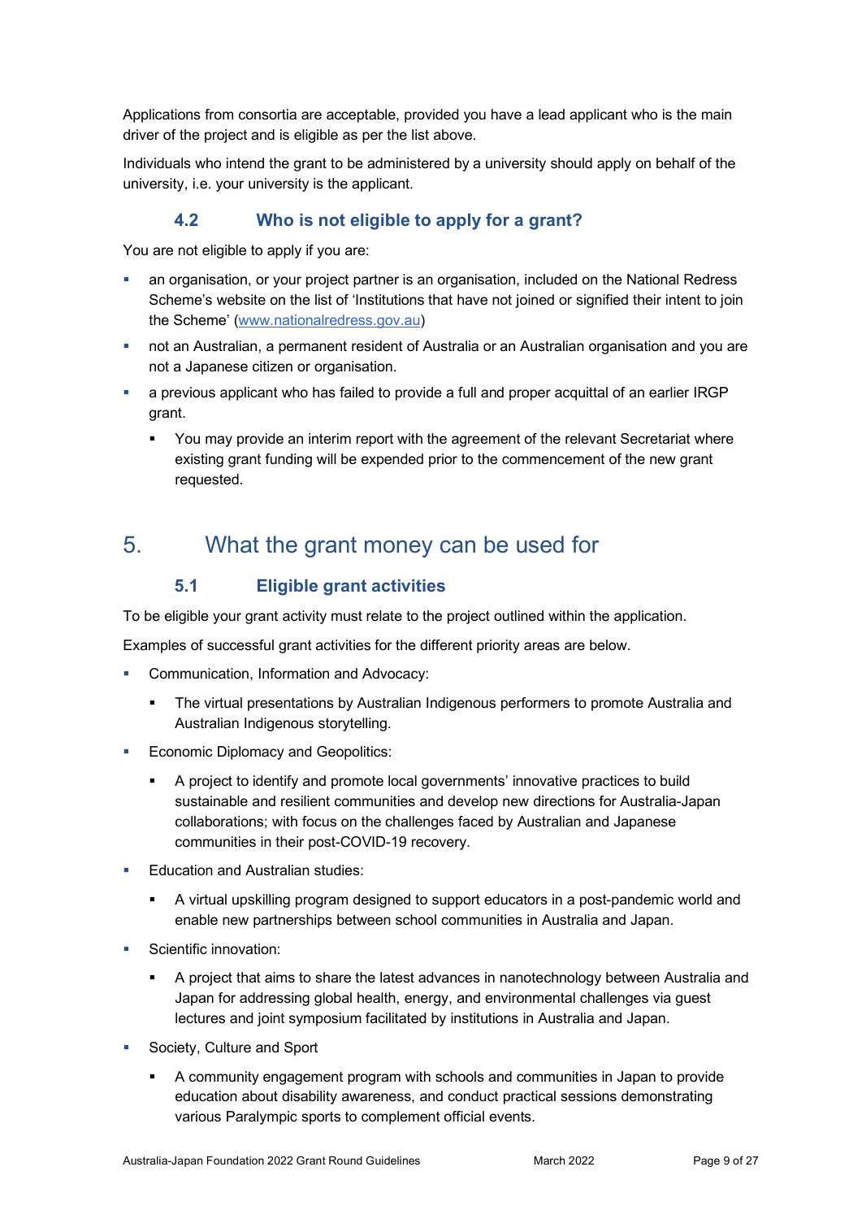Applications from consortia are acceptable, provided you have a lead applicant who is the main driver of the project and is eligible as per the list above.

Individuals who intend the grant to be administered by a university should apply on behalf of the university, i.e. your university is the applicant.

### 4.2 Who is not eligible to apply for a grant?

You are not eligible to apply if you are:

- an organisation, or your project partner is an organisation, included on the National Redress Scheme's website on the list of 'Institutions that have not joined or signified their intent to join the Scheme' ([www.nationalredress.gov.au](www.nationalredress.gov.au))
- not an Australian, a permanent resident of Australia or an Australian organisation and you are not a Japanese citizen or organisation.
- a previous applicant who has failed to provide a full and proper acquittal of an earlier IRGP grant.
  - You may provide an interim report with the agreement of the relevant Secretariat where existing grant funding will be expended prior to the commencement of the new grant requested.

## 5. What the grant money can be used for

### 5.1 Eligible grant activities

To be eligible your grant activity must relate to the project outlined within the application.

Examples of successful grant activities for the different priority areas are below.

- Communication, Information and Advocacy:
  - The virtual presentations by Australian Indigenous performers to promote Australia and Australian Indigenous storytelling.
- Economic Diplomacy and Geopolitics:
  - A project to identify and promote local governments' innovative practices to build sustainable and resilient communities and develop new directions for Australia-Japan collaborations; with focus on the challenges faced by Australian and Japanese communities in their post-COVID-19 recovery.
- Education and Australian studies:
  - A virtual upskilling program designed to support educators in a post-pandemic world and enable new partnerships between school communities in Australia and Japan.
- Scientific innovation:
  - A project that aims to share the latest advances in nanotechnology between Australia and Japan for addressing global health, energy, and environmental challenges via guest lectures and joint symposium facilitated by institutions in Australia and Japan.
- Society, Culture and Sport
  - A community engagement program with schools and communities in Japan to provide education about disability awareness, and conduct practical sessions demonstrating various Paralympic sports to complement official events.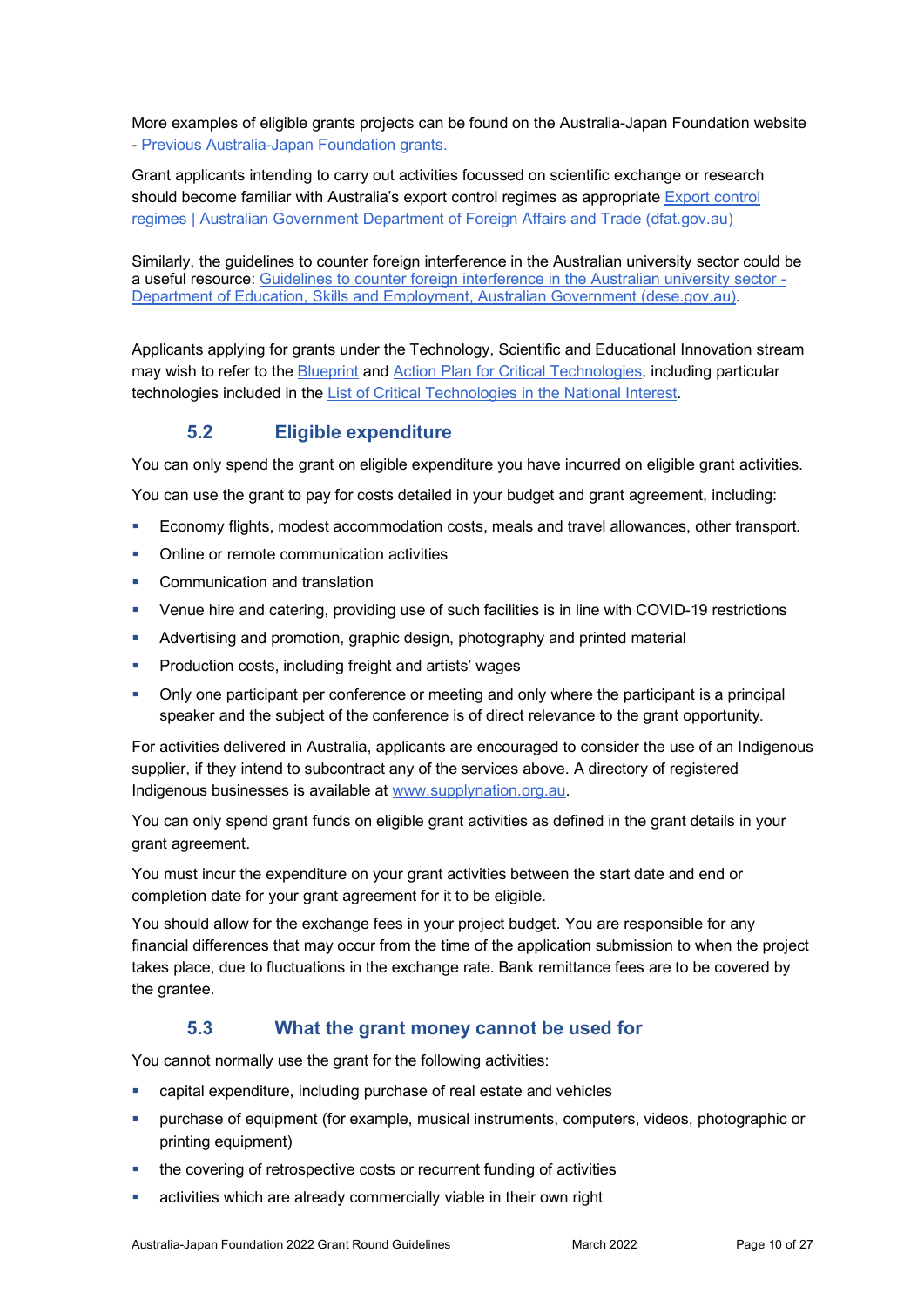More examples of eligible grants projects can be found on the Australia-Japan Foundation website - [Previous Australia-Japan Foundation grants.]()

Grant applicants intending to carry out activities focussed on scientific exchange or research should become familiar with Australia's export control regimes as appropriate [Export control regimes | Australian Government Department of Foreign Affairs and Trade (dfat.gov.au)]()

Similarly, the guidelines to counter foreign interference in the Australian university sector could be a useful resource: [Guidelines to counter foreign interference in the Australian university sector - Department of Education, Skills and Employment, Australian Government (dese.gov.au)]().

Applicants applying for grants under the Technology, Scientific and Educational Innovation stream may wish to refer to the [Blueprint]() and [Action Plan for Critical Technologies](), including particular technologies included in the [List of Critical Technologies in the National Interest]().

### 5.2 Eligible expenditure

You can only spend the grant on eligible expenditure you have incurred on eligible grant activities.

You can use the grant to pay for costs detailed in your budget and grant agreement, including:

- Economy flights, modest accommodation costs, meals and travel allowances, other transport.
- Online or remote communication activities
- Communication and translation
- Venue hire and catering, providing use of such facilities is in line with COVID-19 restrictions
- Advertising and promotion, graphic design, photography and printed material
- Production costs, including freight and artists' wages
- Only one participant per conference or meeting and only where the participant is a principal speaker and the subject of the conference is of direct relevance to the grant opportunity.

For activities delivered in Australia, applicants are encouraged to consider the use of an Indigenous supplier, if they intend to subcontract any of the services above. A directory of registered Indigenous businesses is available at [www.supplynation.org.au]().

You can only spend grant funds on eligible grant activities as defined in the grant details in your grant agreement.

You must incur the expenditure on your grant activities between the start date and end or completion date for your grant agreement for it to be eligible.

You should allow for the exchange fees in your project budget. You are responsible for any financial differences that may occur from the time of the application submission to when the project takes place, due to fluctuations in the exchange rate. Bank remittance fees are to be covered by the grantee.

### 5.3 What the grant money cannot be used for

You cannot normally use the grant for the following activities:

- capital expenditure, including purchase of real estate and vehicles
- purchase of equipment (for example, musical instruments, computers, videos, photographic or printing equipment)
- the covering of retrospective costs or recurrent funding of activities
- activities which are already commercially viable in their own right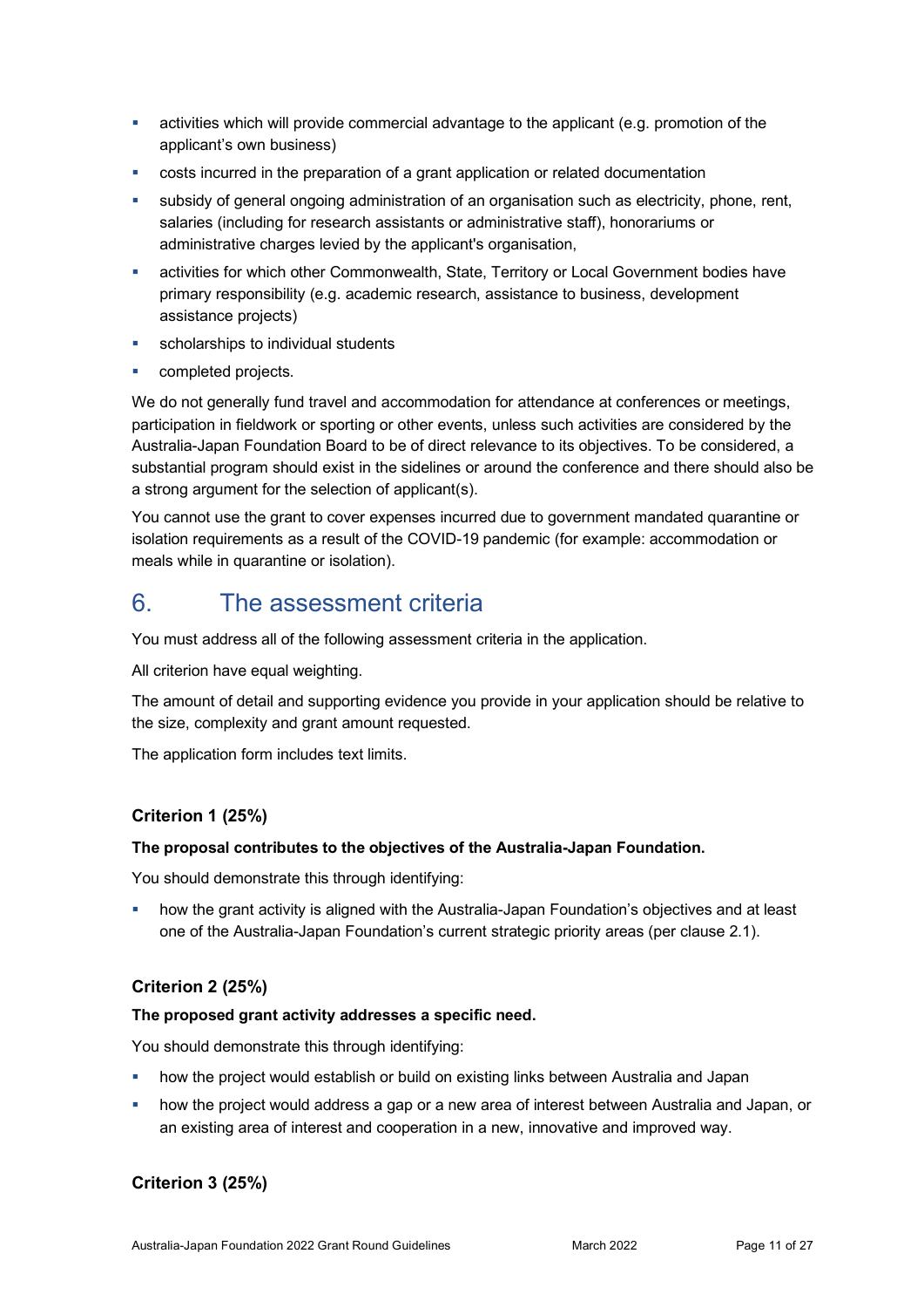- activities which will provide commercial advantage to the applicant (e.g. promotion of the applicant's own business)
- costs incurred in the preparation of a grant application or related documentation
- subsidy of general ongoing administration of an organisation such as electricity, phone, rent, salaries (including for research assistants or administrative staff), honorariums or administrative charges levied by the applicant's organisation,
- activities for which other Commonwealth, State, Territory or Local Government bodies have primary responsibility (e.g. academic research, assistance to business, development assistance projects)
- scholarships to individual students
- completed projects.

We do not generally fund travel and accommodation for attendance at conferences or meetings, participation in fieldwork or sporting or other events, unless such activities are considered by the Australia-Japan Foundation Board to be of direct relevance to its objectives. To be considered, a substantial program should exist in the sidelines or around the conference and there should also be a strong argument for the selection of applicant(s).

You cannot use the grant to cover expenses incurred due to government mandated quarantine or isolation requirements as a result of the COVID-19 pandemic (for example: accommodation or meals while in quarantine or isolation).

# 6. The assessment criteria

You must address all of the following assessment criteria in the application.

All criterion have equal weighting.

The amount of detail and supporting evidence you provide in your application should be relative to the size, complexity and grant amount requested.

The application form includes text limits.

### Criterion 1 (25%)

**The proposal contributes to the objectives of the Australia-Japan Foundation.**

You should demonstrate this through identifying:

- how the grant activity is aligned with the Australia-Japan Foundation's objectives and at least one of the Australia-Japan Foundation's current strategic priority areas (per clause 2.1).

### Criterion 2 (25%)

**The proposed grant activity addresses a specific need.**

You should demonstrate this through identifying:

- how the project would establish or build on existing links between Australia and Japan
- how the project would address a gap or a new area of interest between Australia and Japan, or an existing area of interest and cooperation in a new, innovative and improved way.

### Criterion 3 (25%)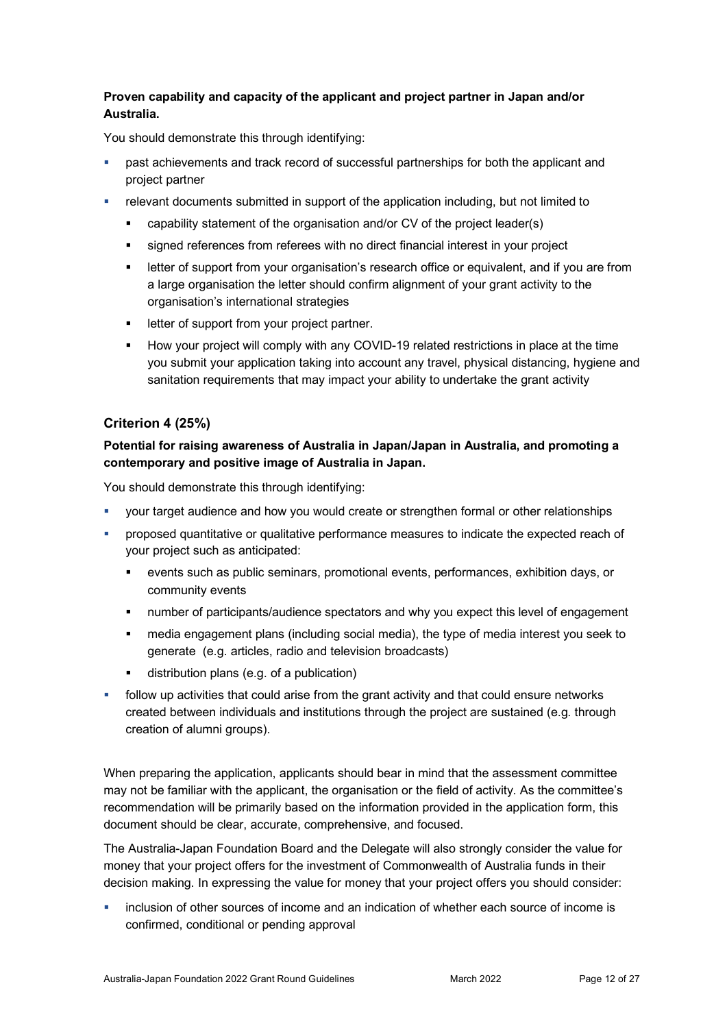**Proven capability and capacity of the applicant and project partner in Japan and/or Australia.**

You should demonstrate this through identifying:

- past achievements and track record of successful partnerships for both the applicant and project partner
- relevant documents submitted in support of the application including, but not limited to
  - capability statement of the organisation and/or CV of the project leader(s)
  - signed references from referees with no direct financial interest in your project
  - letter of support from your organisation's research office or equivalent, and if you are from a large organisation the letter should confirm alignment of your grant activity to the organisation's international strategies
  - letter of support from your project partner.
  - How your project will comply with any COVID-19 related restrictions in place at the time you submit your application taking into account any travel, physical distancing, hygiene and sanitation requirements that may impact your ability to undertake the grant activity

### Criterion 4 (25%)

**Potential for raising awareness of Australia in Japan/Japan in Australia, and promoting a contemporary and positive image of Australia in Japan.**

You should demonstrate this through identifying:

- your target audience and how you would create or strengthen formal or other relationships
- proposed quantitative or qualitative performance measures to indicate the expected reach of your project such as anticipated:
  - events such as public seminars, promotional events, performances, exhibition days, or community events
  - number of participants/audience spectators and why you expect this level of engagement
  - media engagement plans (including social media), the type of media interest you seek to generate (e.g. articles, radio and television broadcasts)
  - distribution plans (e.g. of a publication)
- follow up activities that could arise from the grant activity and that could ensure networks created between individuals and institutions through the project are sustained (e.g. through creation of alumni groups).

When preparing the application, applicants should bear in mind that the assessment committee may not be familiar with the applicant, the organisation or the field of activity. As the committee's recommendation will be primarily based on the information provided in the application form, this document should be clear, accurate, comprehensive, and focused.

The Australia-Japan Foundation Board and the Delegate will also strongly consider the value for money that your project offers for the investment of Commonwealth of Australia funds in their decision making. In expressing the value for money that your project offers you should consider:

- inclusion of other sources of income and an indication of whether each source of income is confirmed, conditional or pending approval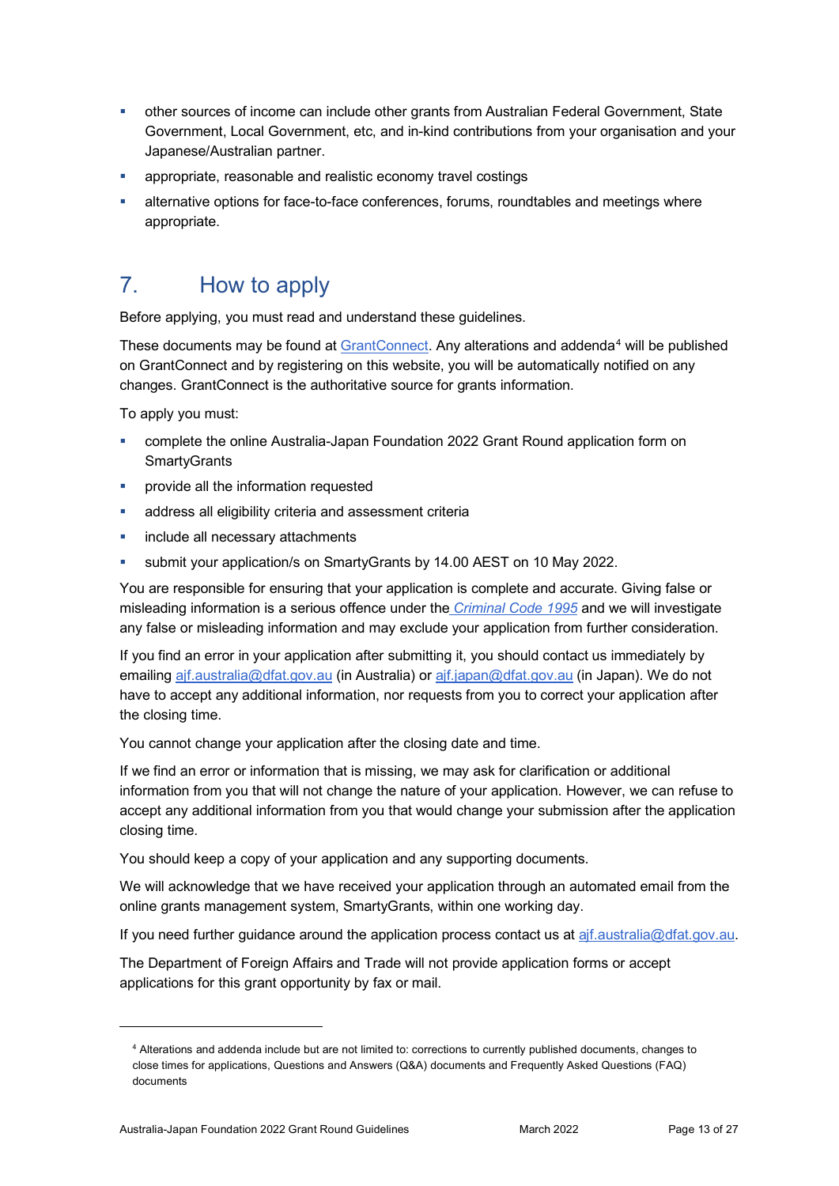- other sources of income can include other grants from Australian Federal Government, State Government, Local Government, etc, and in-kind contributions from your organisation and your Japanese/Australian partner.
- appropriate, reasonable and realistic economy travel costings
- alternative options for face-to-face conferences, forums, roundtables and meetings where appropriate.

## 7. How to apply

Before applying, you must read and understand these guidelines.

These documents may be found at [GrantConnect](). Any alterations and addenda[4] will be published on GrantConnect and by registering on this website, you will be automatically notified on any changes. GrantConnect is the authoritative source for grants information.

To apply you must:

- complete the online Australia-Japan Foundation 2022 Grant Round application form on SmartyGrants
- provide all the information requested
- address all eligibility criteria and assessment criteria
- include all necessary attachments
- submit your application/s on SmartyGrants by 14.00 AEST on 10 May 2022.

You are responsible for ensuring that your application is complete and accurate. Giving false or misleading information is a serious offence under the *Criminal Code 1995* and we will investigate any false or misleading information and may exclude your application from further consideration.

If you find an error in your application after submitting it, you should contact us immediately by emailing ajf.australia@dfat.gov.au (in Australia) or ajf.japan@dfat.gov.au (in Japan). We do not have to accept any additional information, nor requests from you to correct your application after the closing time.

You cannot change your application after the closing date and time.

If we find an error or information that is missing, we may ask for clarification or additional information from you that will not change the nature of your application. However, we can refuse to accept any additional information from you that would change your submission after the application closing time.

You should keep a copy of your application and any supporting documents.

We will acknowledge that we have received your application through an automated email from the online grants management system, SmartyGrants, within one working day.

If you need further guidance around the application process contact us at ajf.australia@dfat.gov.au.

The Department of Foreign Affairs and Trade will not provide application forms or accept applications for this grant opportunity by fax or mail.

---

[4] Alterations and addenda include but are not limited to: corrections to currently published documents, changes to close times for applications, Questions and Answers (Q&A) documents and Frequently Asked Questions (FAQ) documents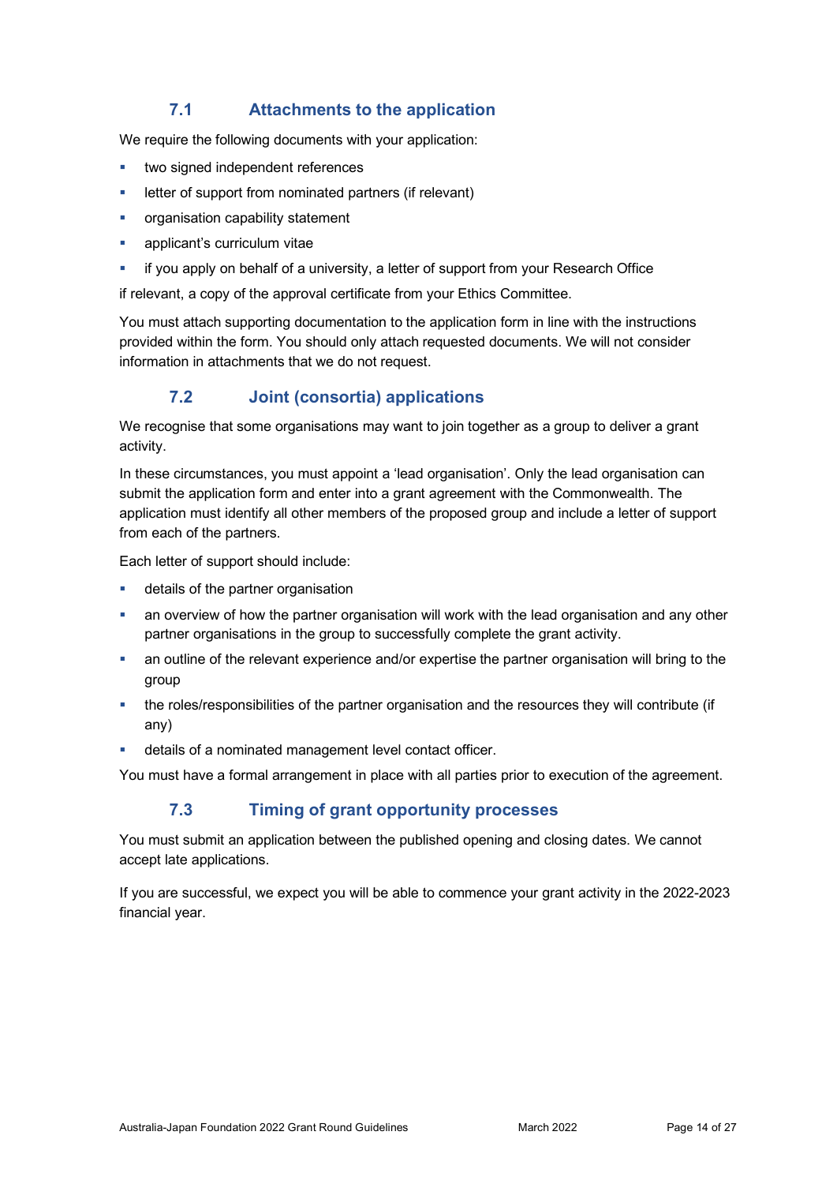### 7.1 Attachments to the application

We require the following documents with your application:

- two signed independent references
- letter of support from nominated partners (if relevant)
- organisation capability statement
- applicant's curriculum vitae
- if you apply on behalf of a university, a letter of support from your Research Office

if relevant, a copy of the approval certificate from your Ethics Committee.

You must attach supporting documentation to the application form in line with the instructions provided within the form. You should only attach requested documents. We will not consider information in attachments that we do not request.

### 7.2 Joint (consortia) applications

We recognise that some organisations may want to join together as a group to deliver a grant activity.

In these circumstances, you must appoint a 'lead organisation'. Only the lead organisation can submit the application form and enter into a grant agreement with the Commonwealth. The application must identify all other members of the proposed group and include a letter of support from each of the partners.

Each letter of support should include:

- details of the partner organisation
- an overview of how the partner organisation will work with the lead organisation and any other partner organisations in the group to successfully complete the grant activity.
- an outline of the relevant experience and/or expertise the partner organisation will bring to the group
- the roles/responsibilities of the partner organisation and the resources they will contribute (if any)
- details of a nominated management level contact officer.

You must have a formal arrangement in place with all parties prior to execution of the agreement.

### 7.3 Timing of grant opportunity processes

You must submit an application between the published opening and closing dates. We cannot accept late applications.

If you are successful, we expect you will be able to commence your grant activity in the 2022-2023 financial year.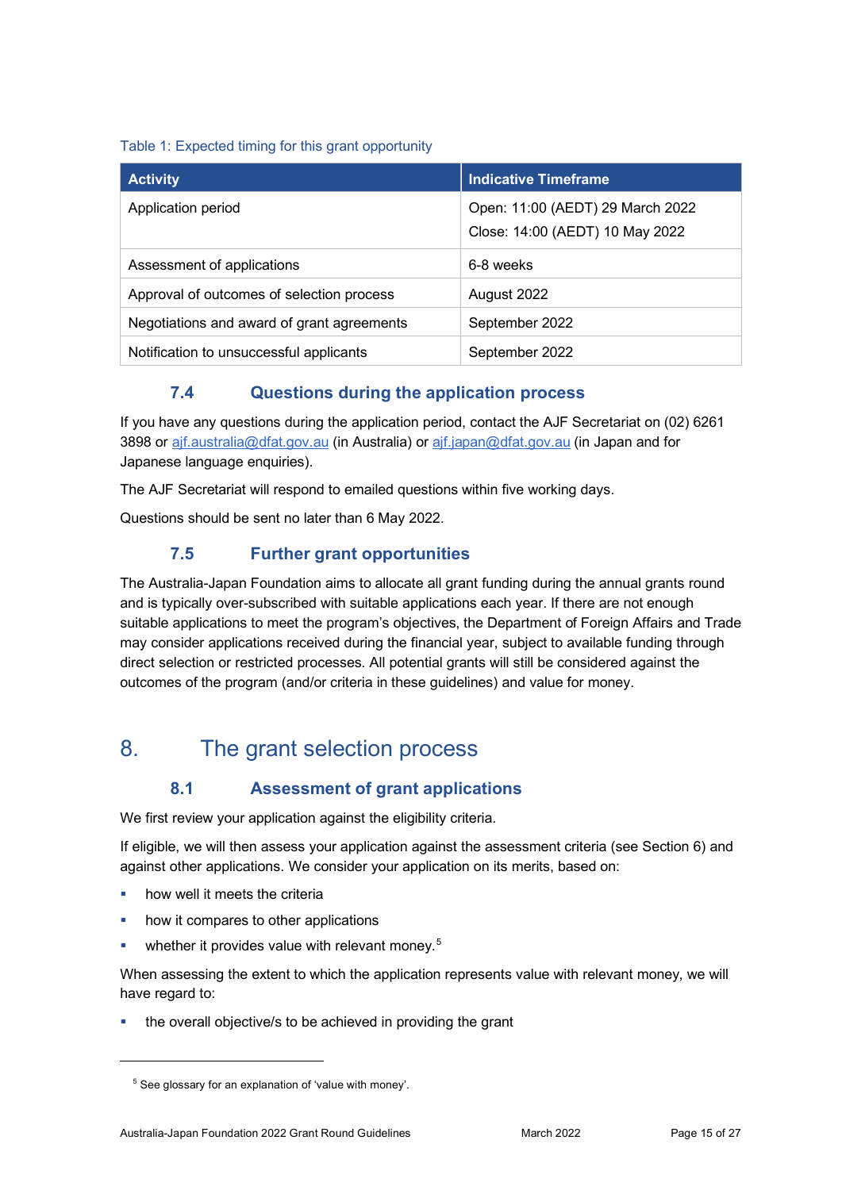Table 1: Expected timing for this grant opportunity

| Activity | Indicative Timeframe |
| --- | --- |
| Application period | Open: 11:00 (AEDT) 29 March 2022<br>Close: 14:00 (AEDT) 10 May 2022 |
| Assessment of applications | 6-8 weeks |
| Approval of outcomes of selection process | August 2022 |
| Negotiations and award of grant agreements | September 2022 |
| Notification to unsuccessful applicants | September 2022 |

### 7.4 Questions during the application process

If you have any questions during the application process, contact the AJF Secretariat on (02) 6261 3898 or ajf.australia@dfat.gov.au (in Australia) or ajf.japan@dfat.gov.au (in Japan and for Japanese language enquiries).

The AJF Secretariat will respond to emailed questions within five working days.

Questions should be sent no later than 6 May 2022.

### 7.5 Further grant opportunities

The Australia-Japan Foundation aims to allocate all grant funding during the annual grants round and is typically over-subscribed with suitable applications each year. If there are not enough suitable applications to meet the program's objectives, the Department of Foreign Affairs and Trade may consider applications received during the financial year, subject to available funding through direct selection or restricted processes. All potential grants will still be considered against the outcomes of the program (and/or criteria in these guidelines) and value for money.

## 8. The grant selection process

### 8.1 Assessment of grant applications

We first review your application against the eligibility criteria.

If eligible, we will then assess your application against the assessment criteria (see Section 6) and against other applications. We consider your application on its merits, based on:

- how well it meets the criteria
- how it compares to other applications
- whether it provides value with relevant money.[5]

When assessing the extent to which the application represents value with relevant money, we will have regard to:

- the overall objective/s to be achieved in providing the grant

[5] See glossary for an explanation of 'value with money'.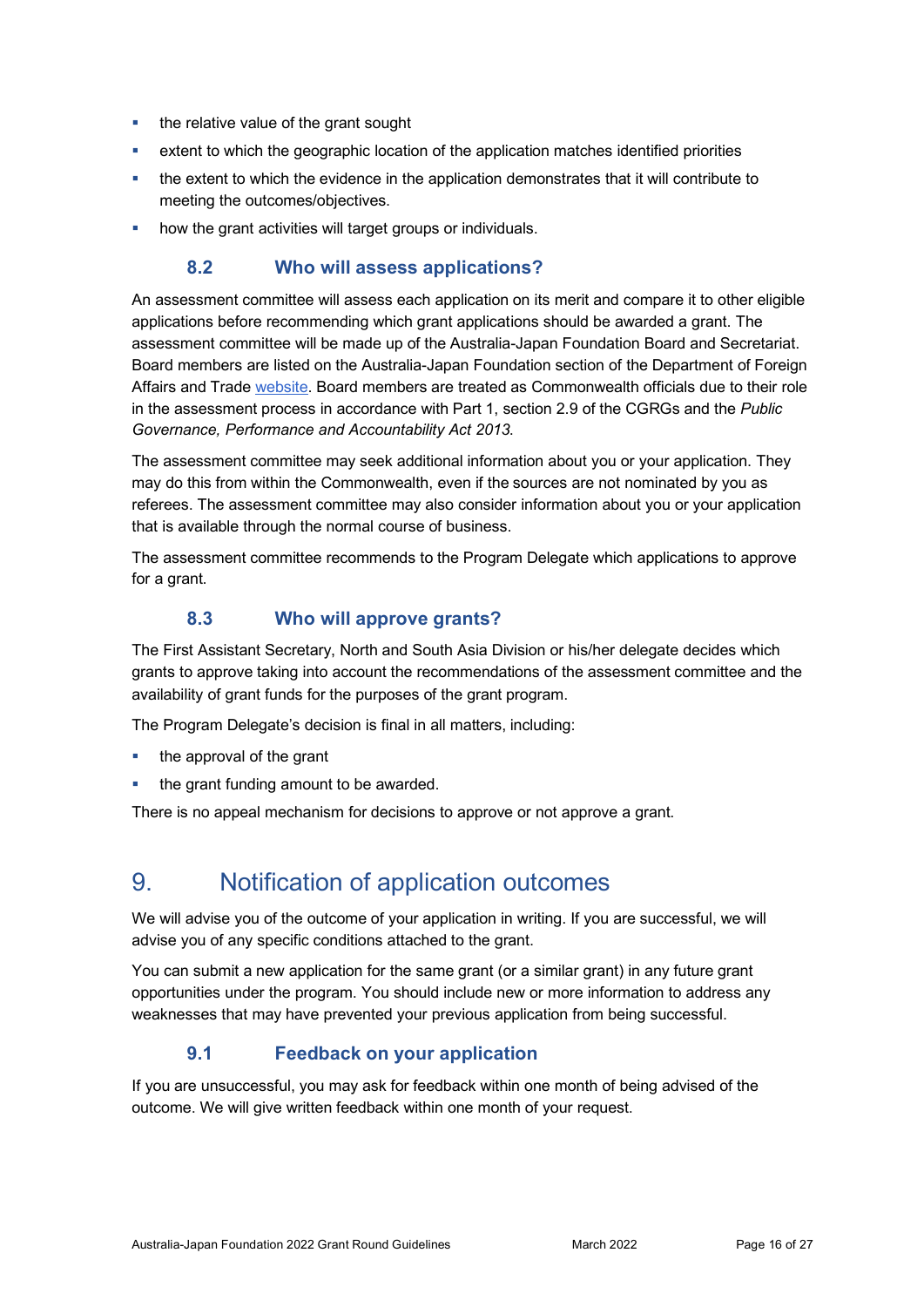- the relative value of the grant sought
- extent to which the geographic location of the application matches identified priorities
- the extent to which the evidence in the application demonstrates that it will contribute to meeting the outcomes/objectives.
- how the grant activities will target groups or individuals.

### 8.2 Who will assess applications?

An assessment committee will assess each application on its merit and compare it to other eligible applications before recommending which grant applications should be awarded a grant. The assessment committee will be made up of the Australia-Japan Foundation Board and Secretariat. Board members are listed on the Australia-Japan Foundation section of the Department of Foreign Affairs and Trade website. Board members are treated as Commonwealth officials due to their role in the assessment process in accordance with Part 1, section 2.9 of the CGRGs and the *Public Governance, Performance and Accountability Act 2013*.

The assessment committee may seek additional information about you or your application. They may do this from within the Commonwealth, even if the sources are not nominated by you as referees. The assessment committee may also consider information about you or your application that is available through the normal course of business.

The assessment committee recommends to the Program Delegate which applications to approve for a grant.

### 8.3 Who will approve grants?

The First Assistant Secretary, North and South Asia Division or his/her delegate decides which grants to approve taking into account the recommendations of the assessment committee and the availability of grant funds for the purposes of the grant program.

The Program Delegate's decision is final in all matters, including:

- the approval of the grant
- the grant funding amount to be awarded.

There is no appeal mechanism for decisions to approve or not approve a grant.

## 9. Notification of application outcomes

We will advise you of the outcome of your application in writing. If you are successful, we will advise you of any specific conditions attached to the grant.

You can submit a new application for the same grant (or a similar grant) in any future grant opportunities under the program. You should include new or more information to address any weaknesses that may have prevented your previous application from being successful.

### 9.1 Feedback on your application

If you are unsuccessful, you may ask for feedback within one month of being advised of the outcome. We will give written feedback within one month of your request.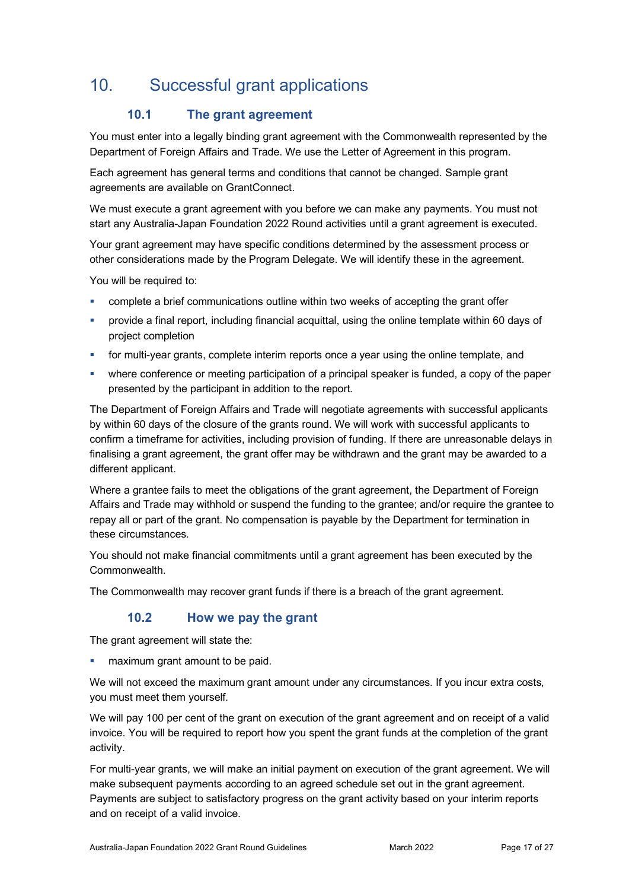# 10. Successful grant applications

## 10.1 The grant agreement

You must enter into a legally binding grant agreement with the Commonwealth represented by the Department of Foreign Affairs and Trade. We use the Letter of Agreement in this program.

Each agreement has general terms and conditions that cannot be changed. Sample grant agreements are available on GrantConnect.

We must execute a grant agreement with you before we can make any payments. You must not start any Australia-Japan Foundation 2022 Round activities until a grant agreement is executed.

Your grant agreement may have specific conditions determined by the assessment process or other considerations made by the Program Delegate. We will identify these in the agreement.

You will be required to:

- complete a brief communications outline within two weeks of accepting the grant offer
- provide a final report, including financial acquittal, using the online template within 60 days of project completion
- for multi-year grants, complete interim reports once a year using the online template, and
- where conference or meeting participation of a principal speaker is funded, a copy of the paper presented by the participant in addition to the report.

The Department of Foreign Affairs and Trade will negotiate agreements with successful applicants by within 60 days of the closure of the grants round. We will work with successful applicants to confirm a timeframe for activities, including provision of funding. If there are unreasonable delays in finalising a grant agreement, the grant offer may be withdrawn and the grant may be awarded to a different applicant.

Where a grantee fails to meet the obligations of the grant agreement, the Department of Foreign Affairs and Trade may withhold or suspend the funding to the grantee; and/or require the grantee to repay all or part of the grant. No compensation is payable by the Department for termination in these circumstances.

You should not make financial commitments until a grant agreement has been executed by the Commonwealth.

The Commonwealth may recover grant funds if there is a breach of the grant agreement.

## 10.2 How we pay the grant

The grant agreement will state the:

- maximum grant amount to be paid.

We will not exceed the maximum grant amount under any circumstances. If you incur extra costs, you must meet them yourself.

We will pay 100 per cent of the grant on execution of the grant agreement and on receipt of a valid invoice. You will be required to report how you spent the grant funds at the completion of the grant activity.

For multi-year grants, we will make an initial payment on execution of the grant agreement. We will make subsequent payments according to an agreed schedule set out in the grant agreement. Payments are subject to satisfactory progress on the grant activity based on your interim reports and on receipt of a valid invoice.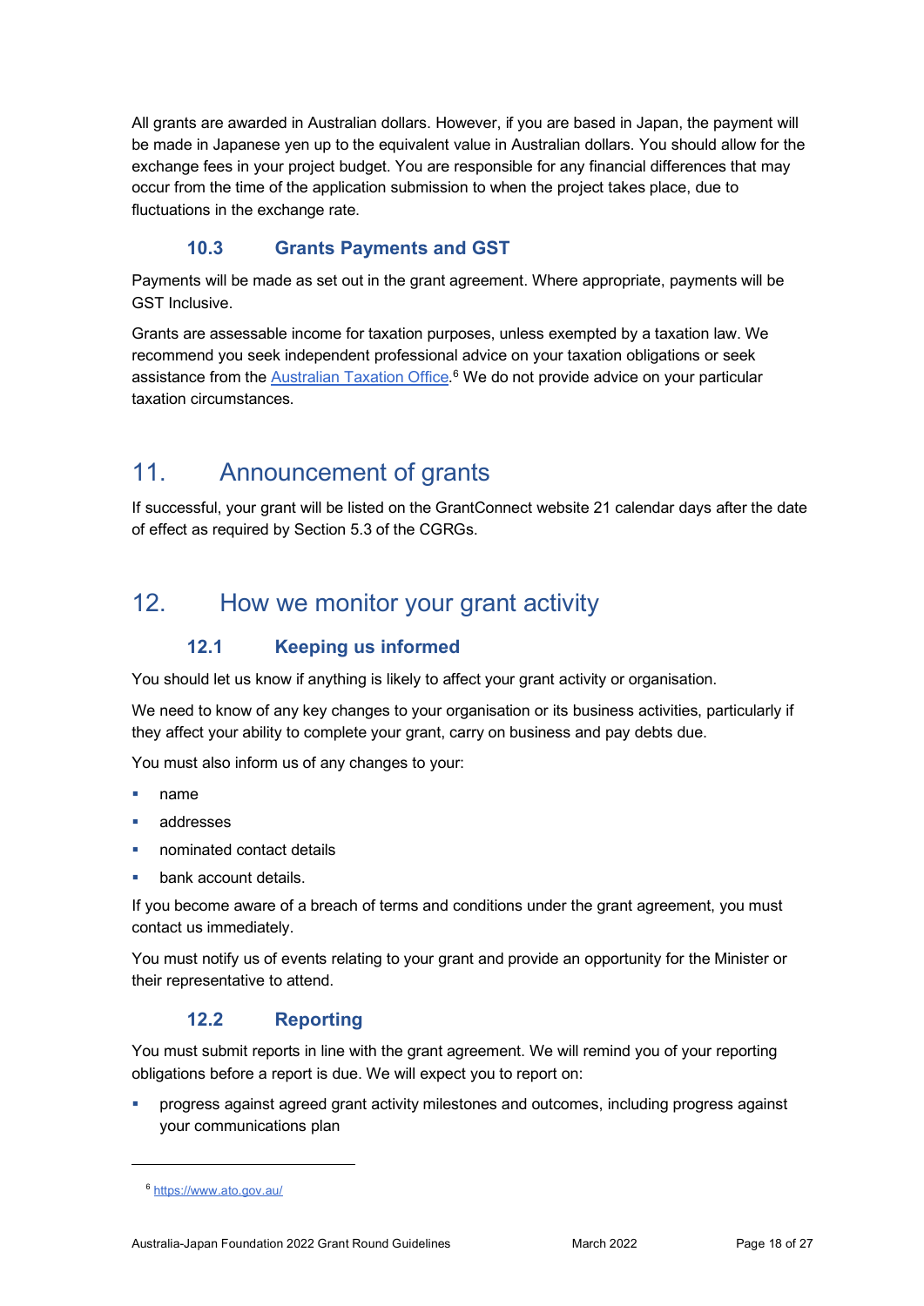All grants are awarded in Australian dollars. However, if you are based in Japan, the payment will be made in Japanese yen up to the equivalent value in Australian dollars. You should allow for the exchange fees in your project budget. You are responsible for any financial differences that may occur from the time of the application submission to when the project takes place, due to fluctuations in the exchange rate.

### 10.3 Grants Payments and GST

Payments will be made as set out in the grant agreement. Where appropriate, payments will be GST Inclusive.

Grants are assessable income for taxation purposes, unless exempted by a taxation law. We recommend you seek independent professional advice on your taxation obligations or seek assistance from the [Australian Taxation Office](https://www.ato.gov.au/).[6] We do not provide advice on your particular taxation circumstances.

## 11. Announcement of grants

If successful, your grant will be listed on the GrantConnect website 21 calendar days after the date of effect as required by Section 5.3 of the CGRGs.

## 12. How we monitor your grant activity

### 12.1 Keeping us informed

You should let us know if anything is likely to affect your grant activity or organisation.

We need to know of any key changes to your organisation or its business activities, particularly if they affect your ability to complete your grant, carry on business and pay debts due.

You must also inform us of any changes to your:

- name
- addresses
- nominated contact details
- bank account details.

If you become aware of a breach of terms and conditions under the grant agreement, you must contact us immediately.

You must notify us of events relating to your grant and provide an opportunity for the Minister or their representative to attend.

### 12.2 Reporting

You must submit reports in line with the grant agreement. We will remind you of your reporting obligations before a report is due. We will expect you to report on:

- progress against agreed grant activity milestones and outcomes, including progress against your communications plan

[6] https://www.ato.gov.au/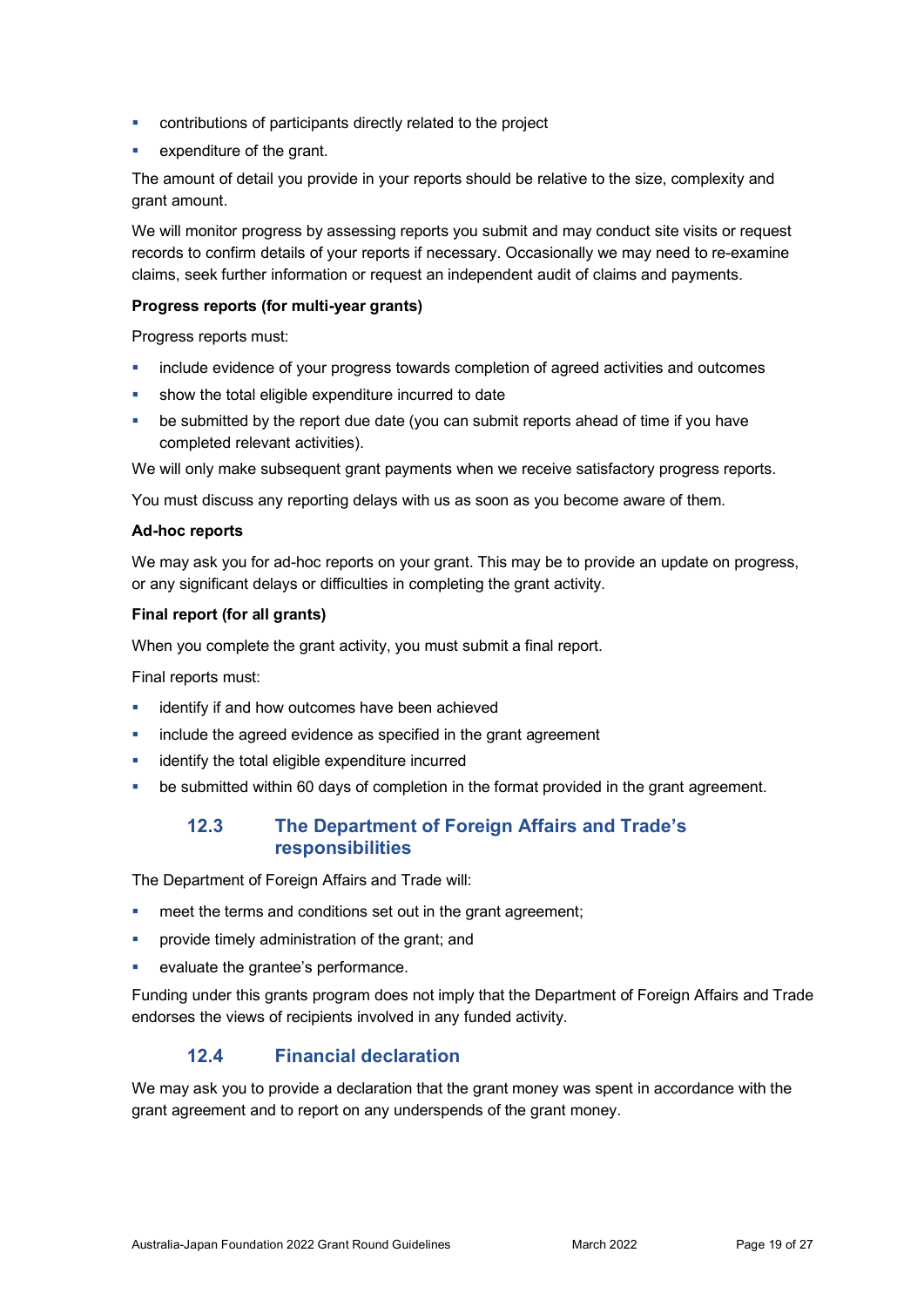- contributions of participants directly related to the project
- expenditure of the grant.

The amount of detail you provide in your reports should be relative to the size, complexity and grant amount.

We will monitor progress by assessing reports you submit and may conduct site visits or request records to confirm details of your reports if necessary. Occasionally we may need to re-examine claims, seek further information or request an independent audit of claims and payments.

**Progress reports (for multi-year grants)**

Progress reports must:

- include evidence of your progress towards completion of agreed activities and outcomes
- show the total eligible expenditure incurred to date
- be submitted by the report due date (you can submit reports ahead of time if you have completed relevant activities).

We will only make subsequent grant payments when we receive satisfactory progress reports.

You must discuss any reporting delays with us as soon as you become aware of them.

**Ad-hoc reports**

We may ask you for ad-hoc reports on your grant. This may be to provide an update on progress, or any significant delays or difficulties in completing the grant activity.

**Final report (for all grants)**

When you complete the grant activity, you must submit a final report.

Final reports must:

- identify if and how outcomes have been achieved
- include the agreed evidence as specified in the grant agreement
- identify the total eligible expenditure incurred
- be submitted within 60 days of completion in the format provided in the grant agreement.

### 12.3 The Department of Foreign Affairs and Trade's responsibilities

The Department of Foreign Affairs and Trade will:

- meet the terms and conditions set out in the grant agreement;
- provide timely administration of the grant; and
- evaluate the grantee's performance.

Funding under this grants program does not imply that the Department of Foreign Affairs and Trade endorses the views of recipients involved in any funded activity.

### 12.4 Financial declaration

We may ask you to provide a declaration that the grant money was spent in accordance with the grant agreement and to report on any underspends of the grant money.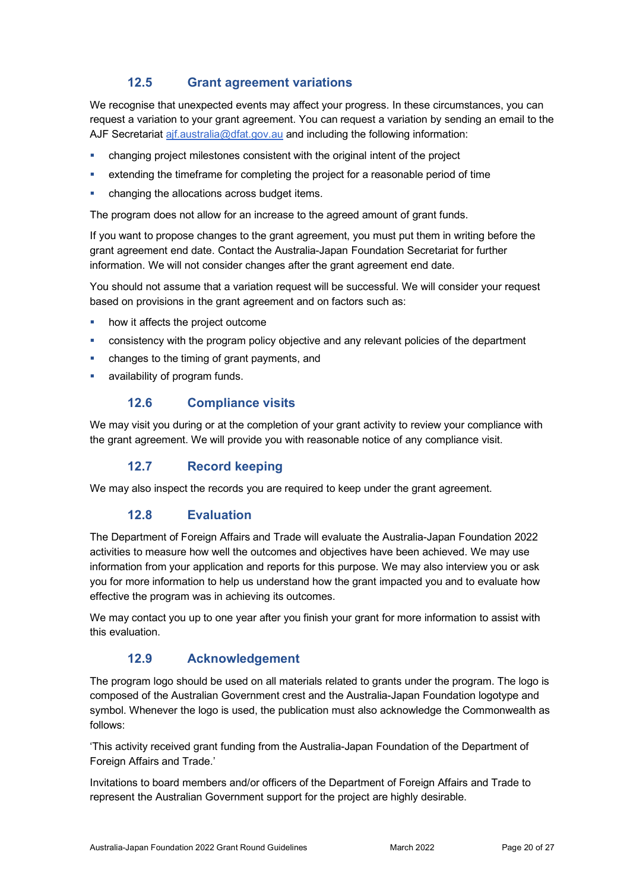### 12.5 Grant agreement variations

We recognise that unexpected events may affect your progress. In these circumstances, you can request a variation to your grant agreement. You can request a variation by sending an email to the AJF Secretariat ajf.australia@dfat.gov.au and including the following information:

- changing project milestones consistent with the original intent of the project
- extending the timeframe for completing the project for a reasonable period of time
- changing the allocations across budget items.

The program does not allow for an increase to the agreed amount of grant funds.

If you want to propose changes to the grant agreement, you must put them in writing before the grant agreement end date. Contact the Australia-Japan Foundation Secretariat for further information. We will not consider changes after the grant agreement end date.

You should not assume that a variation request will be successful. We will consider your request based on provisions in the grant agreement and on factors such as:

- how it affects the project outcome
- consistency with the program policy objective and any relevant policies of the department
- changes to the timing of grant payments, and
- availability of program funds.

### 12.6 Compliance visits

We may visit you during or at the completion of your grant activity to review your compliance with the grant agreement. We will provide you with reasonable notice of any compliance visit.

### 12.7 Record keeping

We may also inspect the records you are required to keep under the grant agreement.

### 12.8 Evaluation

The Department of Foreign Affairs and Trade will evaluate the Australia-Japan Foundation 2022 activities to measure how well the outcomes and objectives have been achieved. We may use information from your application and reports for this purpose. We may also interview you or ask you for more information to help us understand how the grant impacted you and to evaluate how effective the program was in achieving its outcomes.

We may contact you up to one year after you finish your grant for more information to assist with this evaluation.

### 12.9 Acknowledgement

The program logo should be used on all materials related to grants under the program. The logo is composed of the Australian Government crest and the Australia-Japan Foundation logotype and symbol. Whenever the logo is used, the publication must also acknowledge the Commonwealth as follows:

'This activity received grant funding from the Australia-Japan Foundation of the Department of Foreign Affairs and Trade.'

Invitations to board members and/or officers of the Department of Foreign Affairs and Trade to represent the Australian Government support for the project are highly desirable.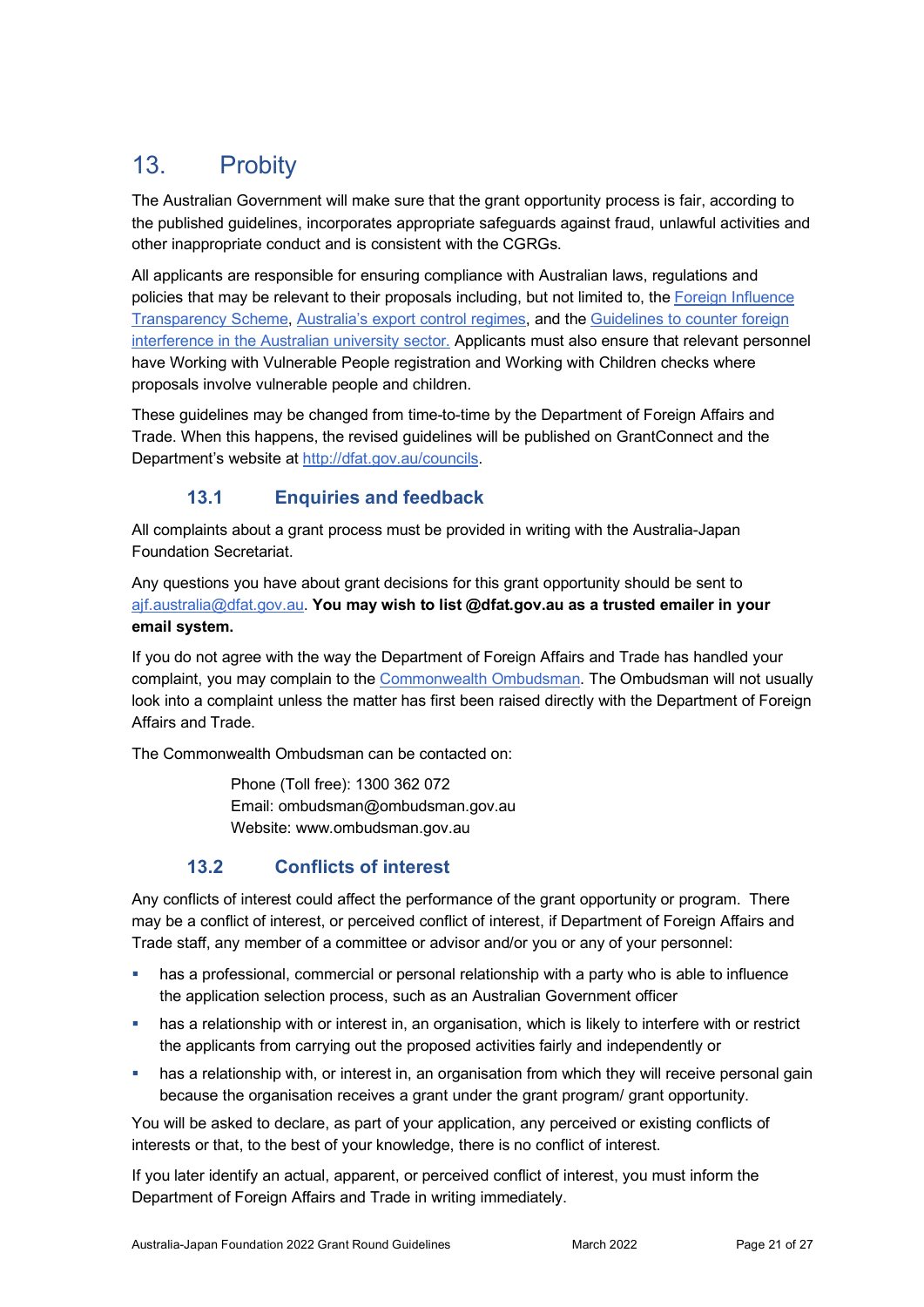# 13. Probity

The Australian Government will make sure that the grant opportunity process is fair, according to the published guidelines, incorporates appropriate safeguards against fraud, unlawful activities and other inappropriate conduct and is consistent with the CGRGs.

All applicants are responsible for ensuring compliance with Australian laws, regulations and policies that may be relevant to their proposals including, but not limited to, the Foreign Influence Transparency Scheme, Australia's export control regimes, and the Guidelines to counter foreign interference in the Australian university sector. Applicants must also ensure that relevant personnel have Working with Vulnerable People registration and Working with Children checks where proposals involve vulnerable people and children.

These guidelines may be changed from time-to-time by the Department of Foreign Affairs and Trade. When this happens, the revised guidelines will be published on GrantConnect and the Department's website at http://dfat.gov.au/councils.

## 13.1 Enquiries and feedback

All complaints about a grant process must be provided in writing with the Australia-Japan Foundation Secretariat.

Any questions you have about grant decisions for this grant opportunity should be sent to ajf.australia@dfat.gov.au. **You may wish to list @dfat.gov.au as a trusted emailer in your email system.**

If you do not agree with the way the Department of Foreign Affairs and Trade has handled your complaint, you may complain to the Commonwealth Ombudsman. The Ombudsman will not usually look into a complaint unless the matter has first been raised directly with the Department of Foreign Affairs and Trade.

The Commonwealth Ombudsman can be contacted on:

Phone (Toll free): 1300 362 072
Email: ombudsman@ombudsman.gov.au
Website: www.ombudsman.gov.au

## 13.2 Conflicts of interest

Any conflicts of interest could affect the performance of the grant opportunity or program. There may be a conflict of interest, or perceived conflict of interest, if Department of Foreign Affairs and Trade staff, any member of a committee or advisor and/or you or any of your personnel:

- has a professional, commercial or personal relationship with a party who is able to influence the application selection process, such as an Australian Government officer
- has a relationship with or interest in, an organisation, which is likely to interfere with or restrict the applicants from carrying out the proposed activities fairly and independently or
- has a relationship with, or interest in, an organisation from which they will receive personal gain because the organisation receives a grant under the grant program/ grant opportunity.

You will be asked to declare, as part of your application, any perceived or existing conflicts of interests or that, to the best of your knowledge, there is no conflict of interest.

If you later identify an actual, apparent, or perceived conflict of interest, you must inform the Department of Foreign Affairs and Trade in writing immediately.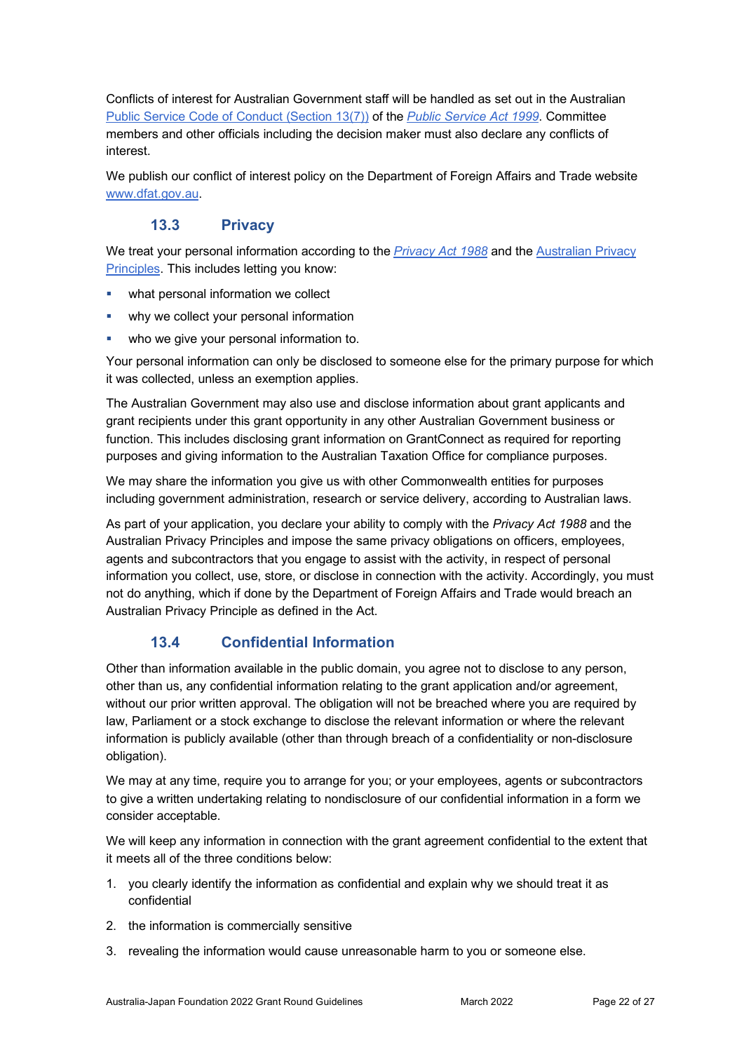Conflicts of interest for Australian Government staff will be handled as set out in the Australian [Public Service Code of Conduct (Section 13(7))](#) of the [*Public Service Act 1999*](#). Committee members and other officials including the decision maker must also declare any conflicts of interest.

We publish our conflict of interest policy on the Department of Foreign Affairs and Trade website [www.dfat.gov.au](#).

### 13.3 Privacy

We treat your personal information according to the [*Privacy Act 1988*](#) and the [Australian Privacy Principles](#). This includes letting you know:

- what personal information we collect
- why we collect your personal information
- who we give your personal information to.

Your personal information can only be disclosed to someone else for the primary purpose for which it was collected, unless an exemption applies.

The Australian Government may also use and disclose information about grant applicants and grant recipients under this grant opportunity in any other Australian Government business or function. This includes disclosing grant information on GrantConnect as required for reporting purposes and giving information to the Australian Taxation Office for compliance purposes.

We may share the information you give us with other Commonwealth entities for purposes including government administration, research or service delivery, according to Australian laws.

As part of your application, you declare your ability to comply with the *Privacy Act 1988* and the Australian Privacy Principles and impose the same privacy obligations on officers, employees, agents and subcontractors that you engage to assist with the activity, in respect of personal information you collect, use, store, or disclose in connection with the activity. Accordingly, you must not do anything, which if done by the Department of Foreign Affairs and Trade would breach an Australian Privacy Principle as defined in the Act.

### 13.4 Confidential Information

Other than information available in the public domain, you agree not to disclose to any person, other than us, any confidential information relating to the grant application and/or agreement, without our prior written approval. The obligation will not be breached where you are required by law, Parliament or a stock exchange to disclose the relevant information or where the relevant information is publicly available (other than through breach of a confidentiality or non-disclosure obligation).

We may at any time, require you to arrange for you; or your employees, agents or subcontractors to give a written undertaking relating to nondisclosure of our confidential information in a form we consider acceptable.

We will keep any information in connection with the grant agreement confidential to the extent that it meets all of the three conditions below:

1. you clearly identify the information as confidential and explain why we should treat it as confidential
2. the information is commercially sensitive
3. revealing the information would cause unreasonable harm to you or someone else.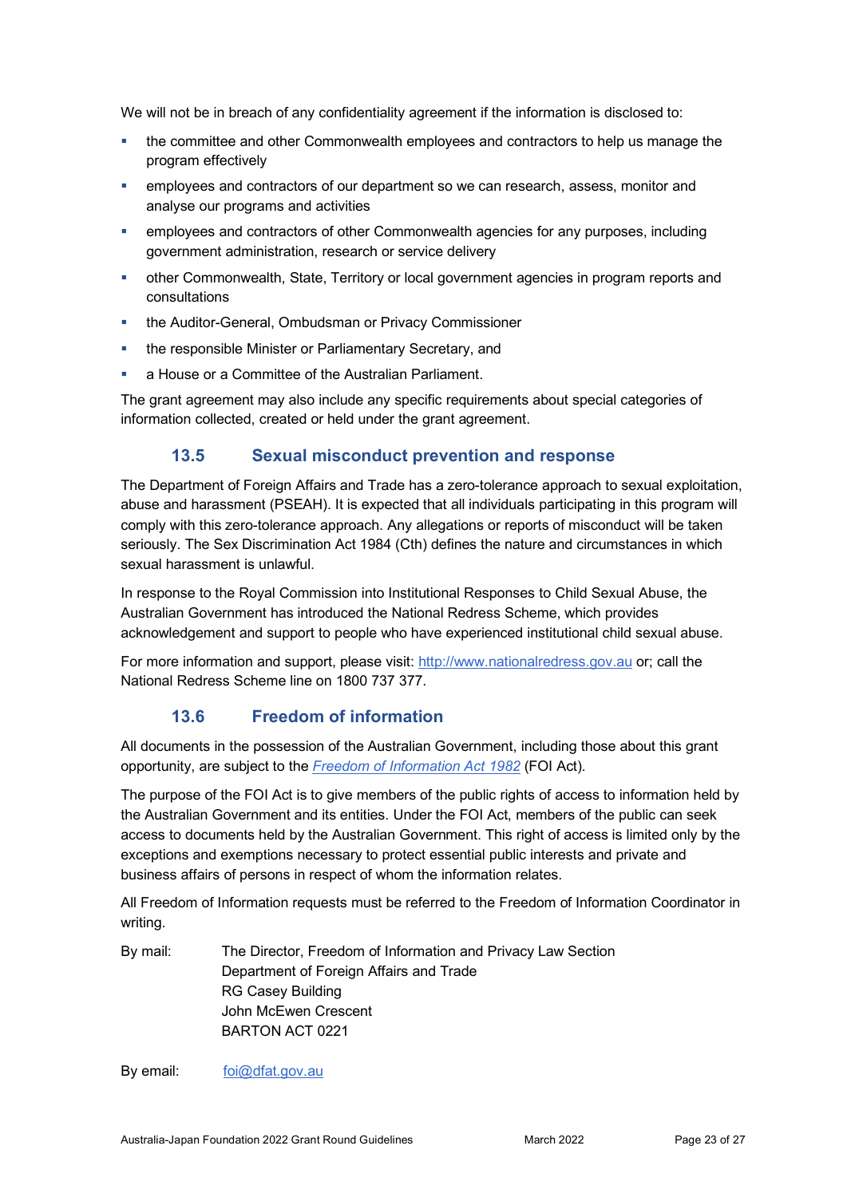We will not be in breach of any confidentiality agreement if the information is disclosed to:

- the committee and other Commonwealth employees and contractors to help us manage the program effectively
- employees and contractors of our department so we can research, assess, monitor and analyse our programs and activities
- employees and contractors of other Commonwealth agencies for any purposes, including government administration, research or service delivery
- other Commonwealth, State, Territory or local government agencies in program reports and consultations
- the Auditor-General, Ombudsman or Privacy Commissioner
- the responsible Minister or Parliamentary Secretary, and
- a House or a Committee of the Australian Parliament.

The grant agreement may also include any specific requirements about special categories of information collected, created or held under the grant agreement.

### 13.5 Sexual misconduct prevention and response

The Department of Foreign Affairs and Trade has a zero-tolerance approach to sexual exploitation, abuse and harassment (PSEAH). It is expected that all individuals participating in this program will comply with this zero-tolerance approach. Any allegations or reports of misconduct will be taken seriously. The Sex Discrimination Act 1984 (Cth) defines the nature and circumstances in which sexual harassment is unlawful.

In response to the Royal Commission into Institutional Responses to Child Sexual Abuse, the Australian Government has introduced the National Redress Scheme, which provides acknowledgement and support to people who have experienced institutional child sexual abuse.

For more information and support, please visit: http://www.nationalredress.gov.au or; call the National Redress Scheme line on 1800 737 377.

### 13.6 Freedom of information

All documents in the possession of the Australian Government, including those about this grant opportunity, are subject to the *Freedom of Information Act 1982* (FOI Act).

The purpose of the FOI Act is to give members of the public rights of access to information held by the Australian Government and its entities. Under the FOI Act, members of the public can seek access to documents held by the Australian Government. This right of access is limited only by the exceptions and exemptions necessary to protect essential public interests and private and business affairs of persons in respect of whom the information relates.

All Freedom of Information requests must be referred to the Freedom of Information Coordinator in writing.

By mail: The Director, Freedom of Information and Privacy Law Section
Department of Foreign Affairs and Trade
RG Casey Building
John McEwen Crescent
BARTON ACT 0221

By email: foi@dfat.gov.au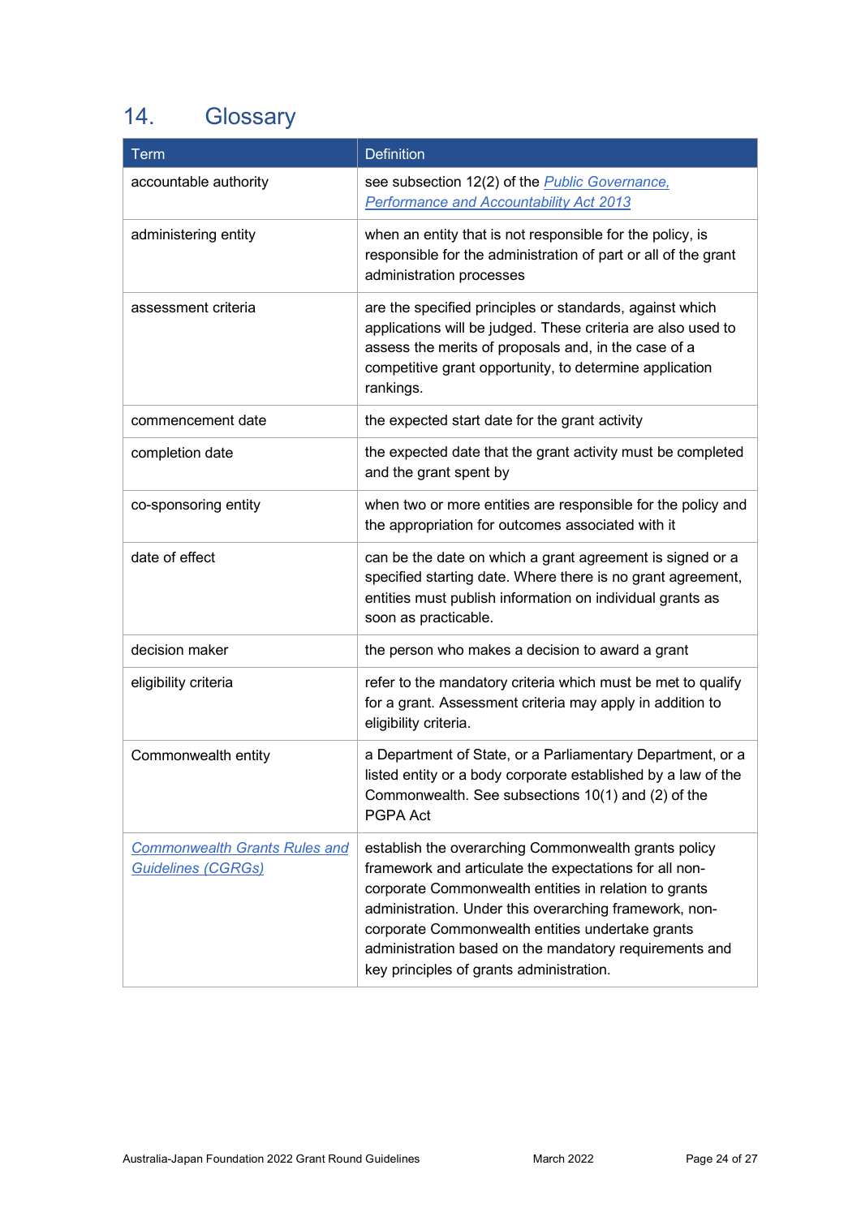# 14. Glossary

| Term | Definition |
|---|---|
| accountable authority | see subsection 12(2) of the *Public Governance, Performance and Accountability Act 2013* |
| administering entity | when an entity that is not responsible for the policy, is responsible for the administration of part or all of the grant administration processes |
| assessment criteria | are the specified principles or standards, against which applications will be judged. These criteria are also used to assess the merits of proposals and, in the case of a competitive grant opportunity, to determine application rankings. |
| commencement date | the expected start date for the grant activity |
| completion date | the expected date that the grant activity must be completed and the grant spent by |
| co-sponsoring entity | when two or more entities are responsible for the policy and the appropriation for outcomes associated with it |
| date of effect | can be the date on which a grant agreement is signed or a specified starting date. Where there is no grant agreement, entities must publish information on individual grants as soon as practicable. |
| decision maker | the person who makes a decision to award a grant |
| eligibility criteria | refer to the mandatory criteria which must be met to qualify for a grant. Assessment criteria may apply in addition to eligibility criteria. |
| Commonwealth entity | a Department of State, or a Parliamentary Department, or a listed entity or a body corporate established by a law of the Commonwealth. See subsections 10(1) and (2) of the PGPA Act |
| *Commonwealth Grants Rules and Guidelines (CGRGs)* | establish the overarching Commonwealth grants policy framework and articulate the expectations for all non-corporate Commonwealth entities in relation to grants administration. Under this overarching framework, non-corporate Commonwealth entities undertake grants administration based on the mandatory requirements and key principles of grants administration. |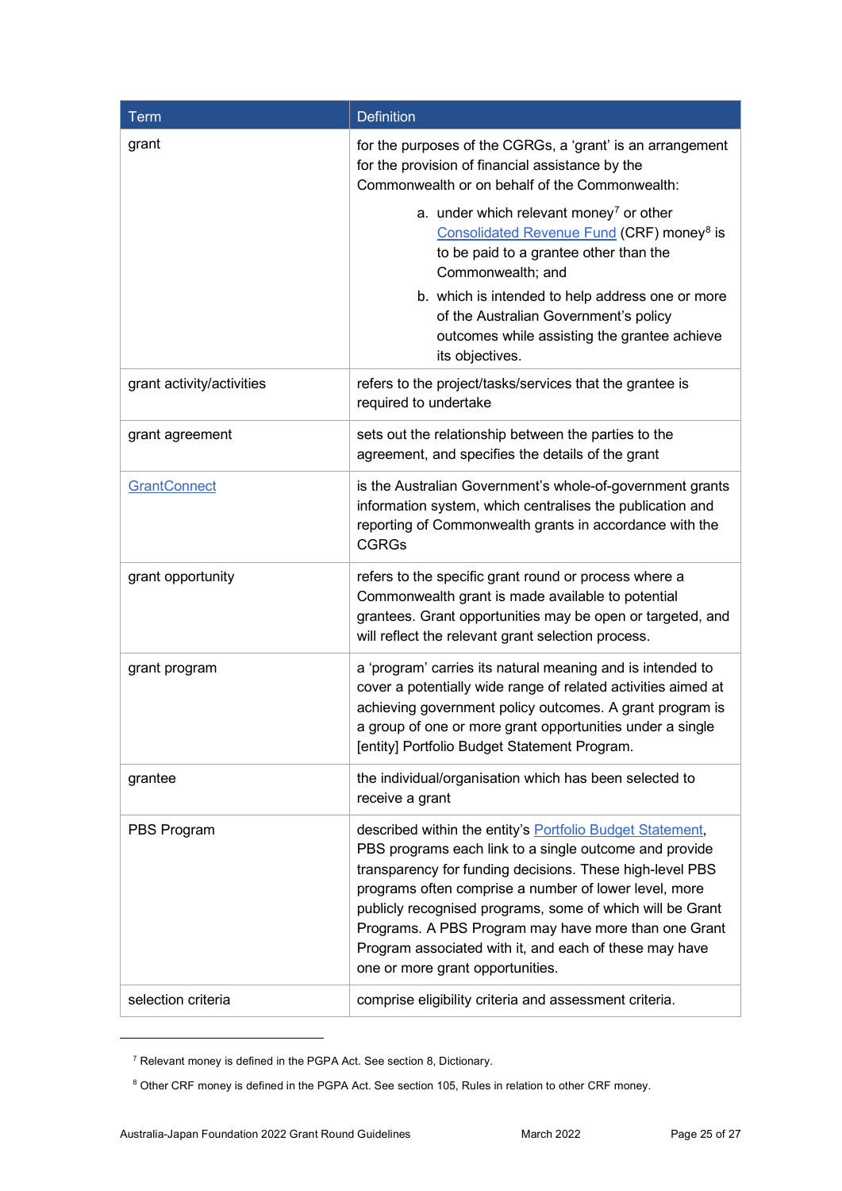| Term | Definition |
| --- | --- |
| grant | for the purposes of the CGRGs, a 'grant' is an arrangement for the provision of financial assistance by the Commonwealth or on behalf of the Commonwealth: a. under which relevant money[7] or other Consolidated Revenue Fund (CRF) money[8] is to be paid to a grantee other than the Commonwealth; and b. which is intended to help address one or more of the Australian Government's policy outcomes while assisting the grantee achieve its objectives. |
| grant activity/activities | refers to the project/tasks/services that the grantee is required to undertake |
| grant agreement | sets out the relationship between the parties to the agreement, and specifies the details of the grant |
| GrantConnect | is the Australian Government's whole-of-government grants information system, which centralises the publication and reporting of Commonwealth grants in accordance with the CGRGs |
| grant opportunity | refers to the specific grant round or process where a Commonwealth grant is made available to potential grantees. Grant opportunities may be open or targeted, and will reflect the relevant grant selection process. |
| grant program | a 'program' carries its natural meaning and is intended to cover a potentially wide range of related activities aimed at achieving government policy outcomes. A grant program is a group of one or more grant opportunities under a single [entity] Portfolio Budget Statement Program. |
| grantee | the individual/organisation which has been selected to receive a grant |
| PBS Program | described within the entity's Portfolio Budget Statement, PBS programs each link to a single outcome and provide transparency for funding decisions. These high-level PBS programs often comprise a number of lower level, more publicly recognised programs, some of which will be Grant Programs. A PBS Program may have more than one Grant Program associated with it, and each of these may have one or more grant opportunities. |
| selection criteria | comprise eligibility criteria and assessment criteria. |

[7] Relevant money is defined in the PGPA Act. See section 8, Dictionary.

[8] Other CRF money is defined in the PGPA Act. See section 105, Rules in relation to other CRF money.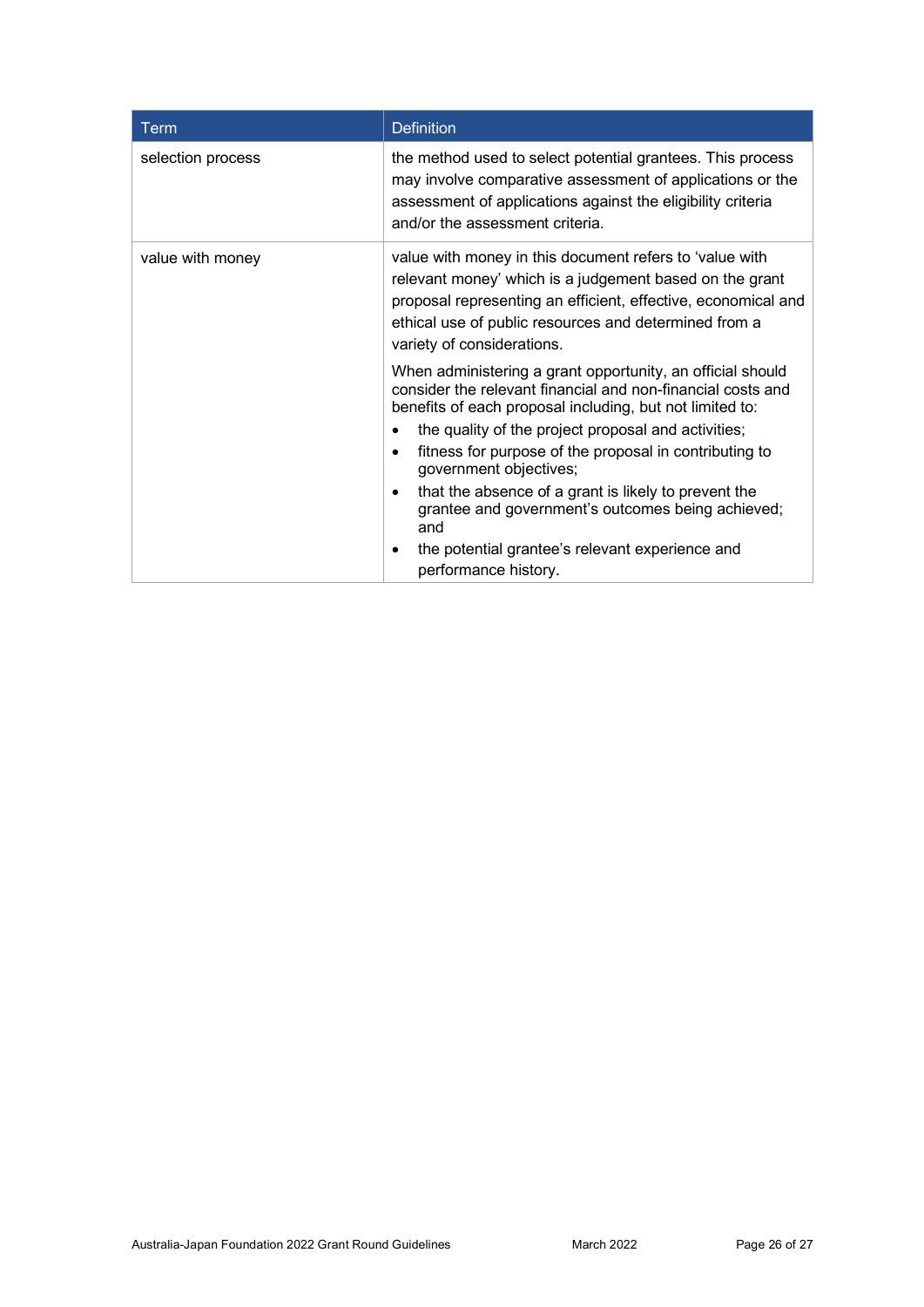| Term | Definition |
|---|---|
| selection process | the method used to select potential grantees. This process may involve comparative assessment of applications or the assessment of applications against the eligibility criteria and/or the assessment criteria. |
| value with money | value with money in this document refers to 'value with relevant money' which is a judgement based on the grant proposal representing an efficient, effective, economical and ethical use of public resources and determined from a variety of considerations.<br><br>When administering a grant opportunity, an official should consider the relevant financial and non-financial costs and benefits of each proposal including, but not limited to:<br>• the quality of the project proposal and activities;<br>• fitness for purpose of the proposal in contributing to government objectives;<br>• that the absence of a grant is likely to prevent the grantee and government's outcomes being achieved; and<br>• the potential grantee's relevant experience and performance history. |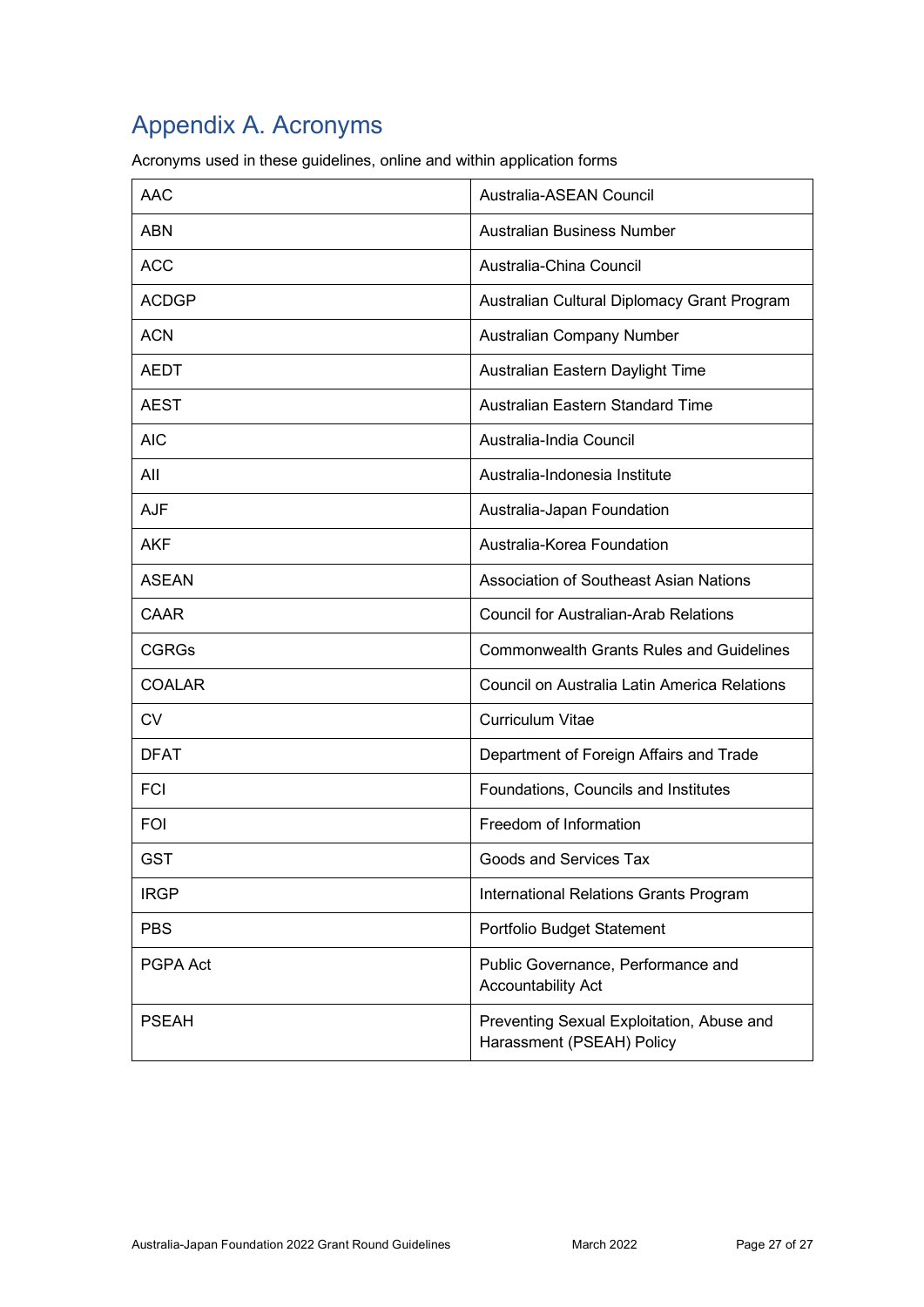# Appendix A. Acronyms

Acronyms used in these guidelines, online and within application forms

| | |
|---|---|
| AAC | Australia-ASEAN Council |
| ABN | Australian Business Number |
| ACC | Australia-China Council |
| ACDGP | Australian Cultural Diplomacy Grant Program |
| ACN | Australian Company Number |
| AEDT | Australian Eastern Daylight Time |
| AEST | Australian Eastern Standard Time |
| AIC | Australia-India Council |
| AII | Australia-Indonesia Institute |
| AJF | Australia-Japan Foundation |
| AKF | Australia-Korea Foundation |
| ASEAN | Association of Southeast Asian Nations |
| CAAR | Council for Australian-Arab Relations |
| CGRGs | Commonwealth Grants Rules and Guidelines |
| COALAR | Council on Australia Latin America Relations |
| CV | Curriculum Vitae |
| DFAT | Department of Foreign Affairs and Trade |
| FCI | Foundations, Councils and Institutes |
| FOI | Freedom of Information |
| GST | Goods and Services Tax |
| IRGP | International Relations Grants Program |
| PBS | Portfolio Budget Statement |
| PGPA Act | Public Governance, Performance and Accountability Act |
| PSEAH | Preventing Sexual Exploitation, Abuse and Harassment (PSEAH) Policy |